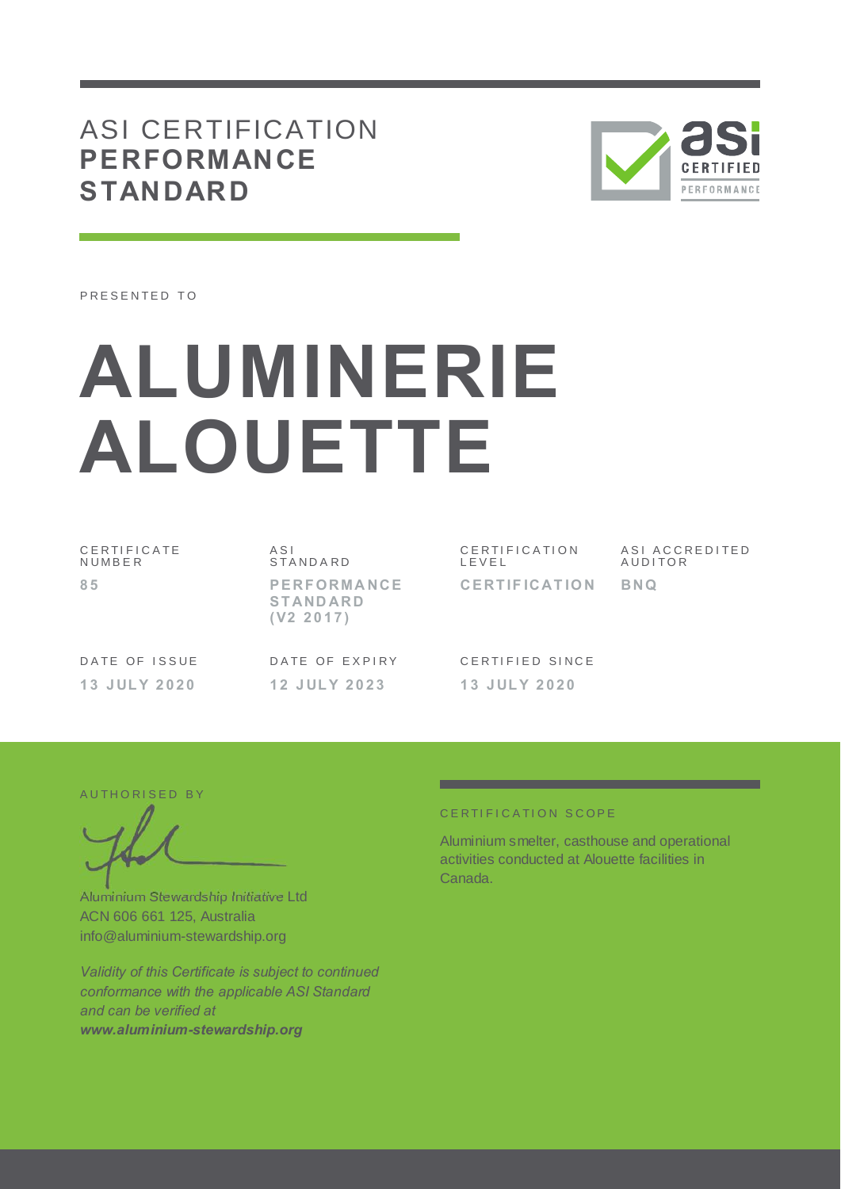# ASI CERTIFICATION **PERFORMANCE STANDARD**

PRESENTED TO

# ALUMINERIE ALOUETTE

| CERTIFICATE NUMBER | ASI STANDARD | CERTIFICATION LEVEL | ASI ACCREDITED AUDITOR |
|---|---|---|---|
| **85** | **PERFORMANCE STANDARD (V2 2017)** | **CERTIFICATION** | **BNQ** |

| DATE OF ISSUE | DATE OF EXPIRY | CERTIFIED SINCE |
|---|---|---|
| **13 JULY 2020** | **12 JULY 2023** | **13 JULY 2020** |

AUTHORISED BY

Aluminium Stewardship Initiative Ltd
ACN 606 661 125, Australia
info@aluminium-stewardship.org

*Validity of this Certificate is subject to continued conformance with the applicable ASI Standard and can be verified at* ***www.aluminium-stewardship.org***

CERTIFICATION SCOPE

Aluminium smelter, casthouse and operational activities conducted at Alouette facilities in Canada.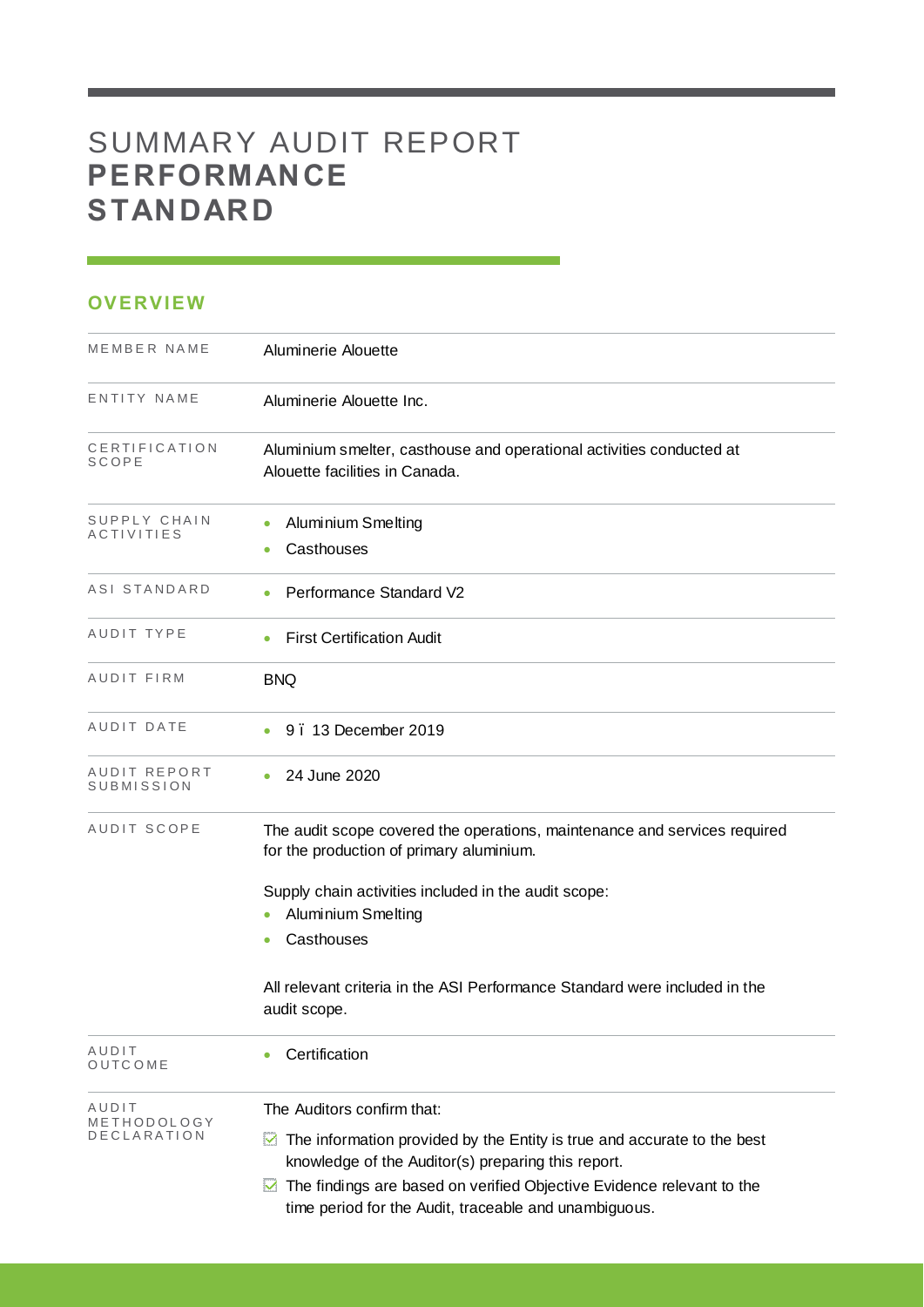# SUMMARY AUDIT REPORT **PERFORMANCE STANDARD**

## OVERVIEW

| | |
|---|---|
| MEMBER NAME | Aluminerie Alouette |
| ENTITY NAME | Aluminerie Alouette Inc. |
| CERTIFICATION SCOPE | Aluminium smelter, casthouse and operational activities conducted at Alouette facilities in Canada. |
| SUPPLY CHAIN ACTIVITIES | • Aluminium Smelting<br>• Casthouses |
| ASI STANDARD | • Performance Standard V2 |
| AUDIT TYPE | • First Certification Audit |
| AUDIT FIRM | BNQ |
| AUDIT DATE | • 9 – 13 December 2019 |
| AUDIT REPORT SUBMISSION | • 24 June 2020 |
| AUDIT SCOPE | The audit scope covered the operations, maintenance and services required for the production of primary aluminium.<br><br>Supply chain activities included in the audit scope:<br>• Aluminium Smelting<br>• Casthouses<br><br>All relevant criteria in the ASI Performance Standard were included in the audit scope. |
| AUDIT OUTCOME | • Certification |
| AUDIT METHODOLOGY DECLARATION | The Auditors confirm that:<br>☑ The information provided by the Entity is true and accurate to the best knowledge of the Auditor(s) preparing this report.<br>☑ The findings are based on verified Objective Evidence relevant to the time period for the Audit, traceable and unambiguous. |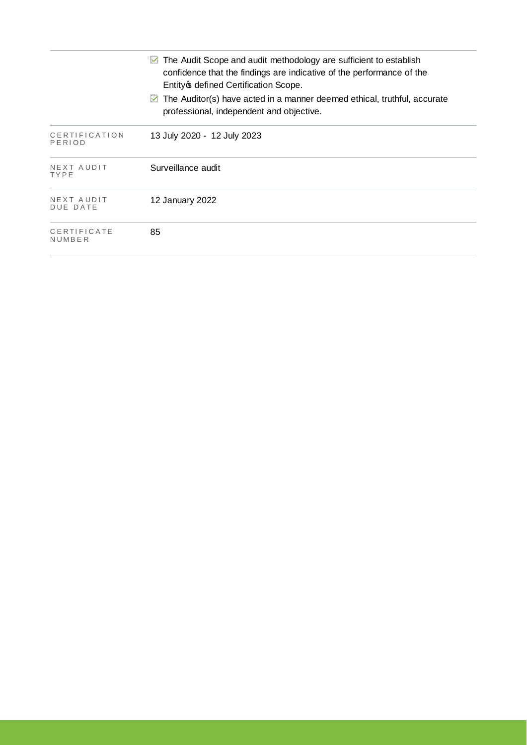|  |  |
|---|---|
|  | ☑ The Audit Scope and audit methodology are sufficient to establish confidence that the findings are indicative of the performance of the Entity's defined Certification Scope.<br>☑ The Auditor(s) have acted in a manner deemed ethical, truthful, accurate professional, independent and objective. |
| CERTIFICATION PERIOD | 13 July 2020 - 12 July 2023 |
| NEXT AUDIT TYPE | Surveillance audit |
| NEXT AUDIT DUE DATE | 12 January 2022 |
| CERTIFICATE NUMBER | 85 |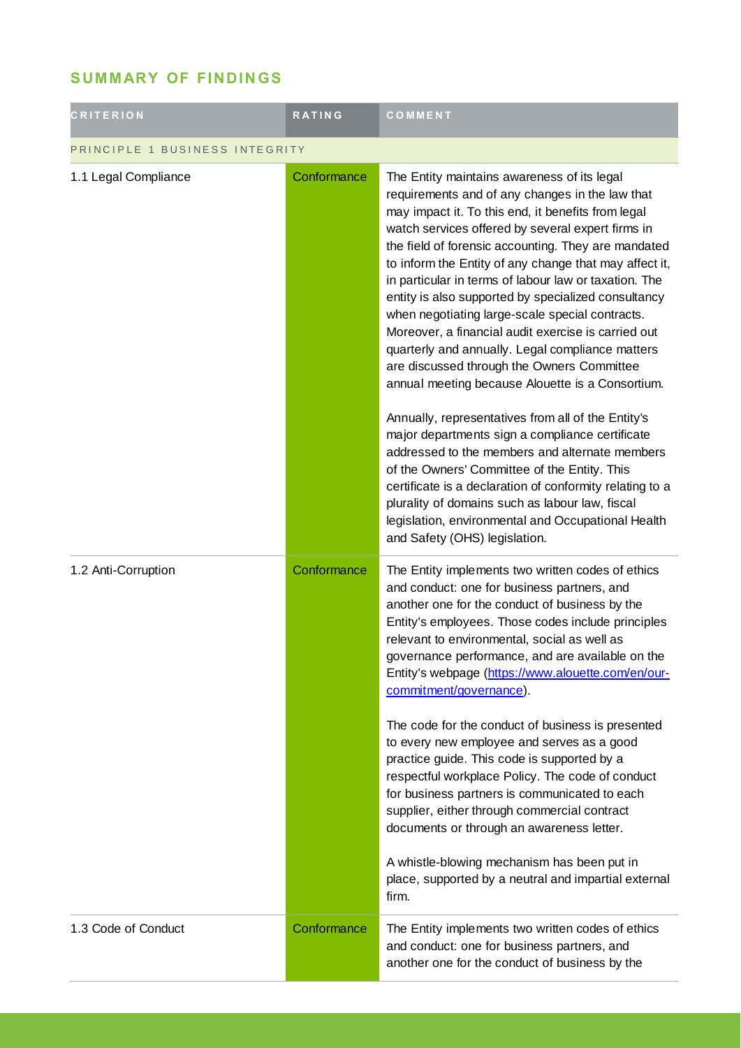## SUMMARY OF FINDINGS

| CRITERION | RATING | COMMENT |
|---|---|---|
| PRINCIPLE 1 BUSINESS INTEGRITY | | |
| 1.1 Legal Compliance | Conformance | The Entity maintains awareness of its legal requirements and of any changes in the law that may impact it. To this end, it benefits from legal watch services offered by several expert firms in the field of forensic accounting. They are mandated to inform the Entity of any change that may affect it, in particular in terms of labour law or taxation. The entity is also supported by specialized consultancy when negotiating large-scale special contracts. Moreover, a financial audit exercise is carried out quarterly and annually. Legal compliance matters are discussed through the Owners Committee annual meeting because Alouette is a Consortium.<br><br>Annually, representatives from all of the Entity's major departments sign a compliance certificate addressed to the members and alternate members of the Owners' Committee of the Entity. This certificate is a declaration of conformity relating to a plurality of domains such as labour law, fiscal legislation, environmental and Occupational Health and Safety (OHS) legislation. |
| 1.2 Anti-Corruption | Conformance | The Entity implements two written codes of ethics and conduct: one for business partners, and another one for the conduct of business by the Entity's employees. Those codes include principles relevant to environmental, social as well as governance performance, and are available on the Entity's webpage ([https://www.alouette.com/en/our-commitment/governance](https://www.alouette.com/en/our-commitment/governance)).<br><br>The code for the conduct of business is presented to every new employee and serves as a good practice guide. This code is supported by a respectful workplace Policy. The code of conduct for business partners is communicated to each supplier, either through commercial contract documents or through an awareness letter.<br><br>A whistle-blowing mechanism has been put in place, supported by a neutral and impartial external firm. |
| 1.3 Code of Conduct | Conformance | The Entity implements two written codes of ethics and conduct: one for business partners, and another one for the conduct of business by the |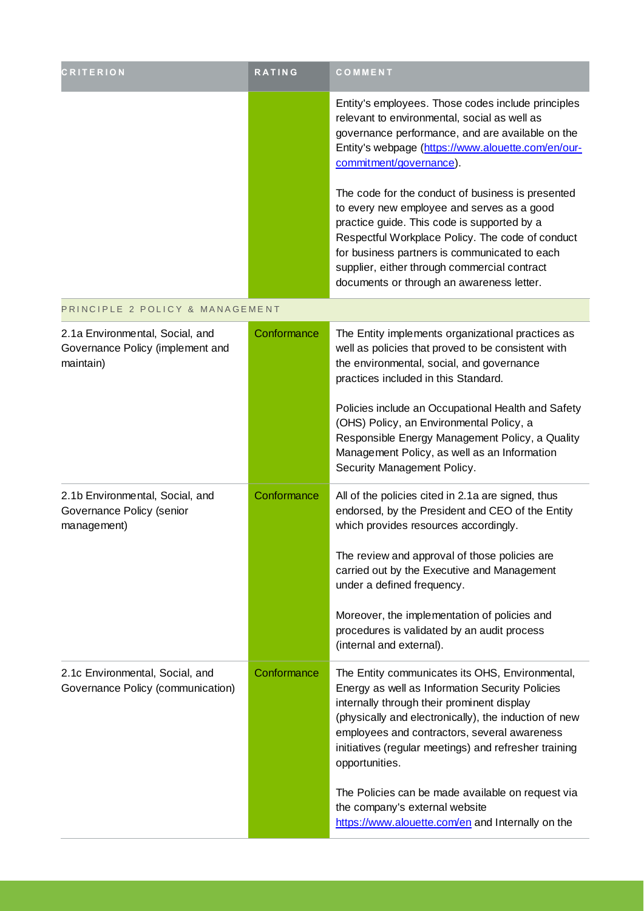| CRITERION | RATING | COMMENT |
|---|---|---|
| | | Entity's employees. Those codes include principles relevant to environmental, social as well as governance performance, and are available on the Entity's webpage (https://www.alouette.com/en/our-commitment/governance).<br><br>The code for the conduct of business is presented to every new employee and serves as a good practice guide. This code is supported by a Respectful Workplace Policy. The code of conduct for business partners is communicated to each supplier, either through commercial contract documents or through an awareness letter. |
| PRINCIPLE 2 POLICY & MANAGEMENT | | |
| 2.1a Environmental, Social, and Governance Policy (implement and maintain) | Conformance | The Entity implements organizational practices as well as policies that proved to be consistent with the environmental, social, and governance practices included in this Standard.<br><br>Policies include an Occupational Health and Safety (OHS) Policy, an Environmental Policy, a Responsible Energy Management Policy, a Quality Management Policy, as well as an Information Security Management Policy. |
| 2.1b Environmental, Social, and Governance Policy (senior management) | Conformance | All of the policies cited in 2.1a are signed, thus endorsed, by the President and CEO of the Entity which provides resources accordingly.<br><br>The review and approval of those policies are carried out by the Executive and Management under a defined frequency.<br><br>Moreover, the implementation of policies and procedures is validated by an audit process (internal and external). |
| 2.1c Environmental, Social, and Governance Policy (communication) | Conformance | The Entity communicates its OHS, Environmental, Energy as well as Information Security Policies internally through their prominent display (physically and electronically), the induction of new employees and contractors, several awareness initiatives (regular meetings) and refresher training opportunities.<br><br>The Policies can be made available on request via the company's external website https://www.alouette.com/en and Internally on the |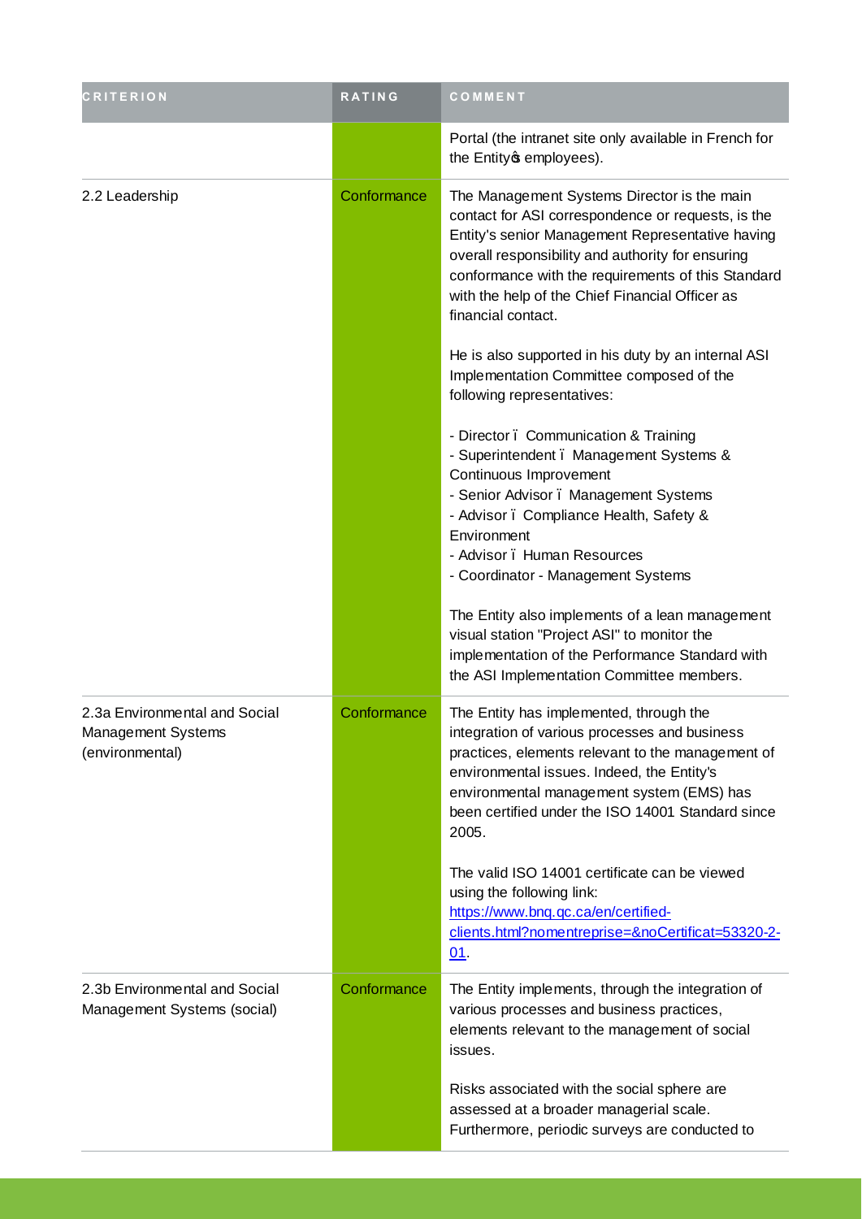| CRITERION | RATING | COMMENT |
| --- | --- | --- |
| | | Portal (the intranet site only available in French for the Entityφs employees). |
| 2.2 Leadership | Conformance | The Management Systems Director is the main contact for ASI correspondence or requests, is the Entity's senior Management Representative having overall responsibility and authority for ensuring conformance with the requirements of this Standard with the help of the Chief Financial Officer as financial contact.<br><br>He is also supported in his duty by an internal ASI Implementation Committee composed of the following representatives:<br><br>- Director ï Communication & Training<br>- Superintendent ï Management Systems & Continuous Improvement<br>- Senior Advisor ï Management Systems<br>- Advisor ï Compliance Health, Safety & Environment<br>- Advisor ï Human Resources<br>- Coordinator - Management Systems<br><br>The Entity also implements of a lean management visual station "Project ASI" to monitor the implementation of the Performance Standard with the ASI Implementation Committee members. |
| 2.3a Environmental and Social Management Systems (environmental) | Conformance | The Entity has implemented, through the integration of various processes and business practices, elements relevant to the management of environmental issues. Indeed, the Entity's environmental management system (EMS) has been certified under the ISO 14001 Standard since 2005.<br><br>The valid ISO 14001 certificate can be viewed using the following link: https://www.bnq.qc.ca/en/certified-clients.html?nomentreprise=&noCertificat=53320-2-01. |
| 2.3b Environmental and Social Management Systems (social) | Conformance | The Entity implements, through the integration of various processes and business practices, elements relevant to the management of social issues.<br><br>Risks associated with the social sphere are assessed at a broader managerial scale. Furthermore, periodic surveys are conducted to |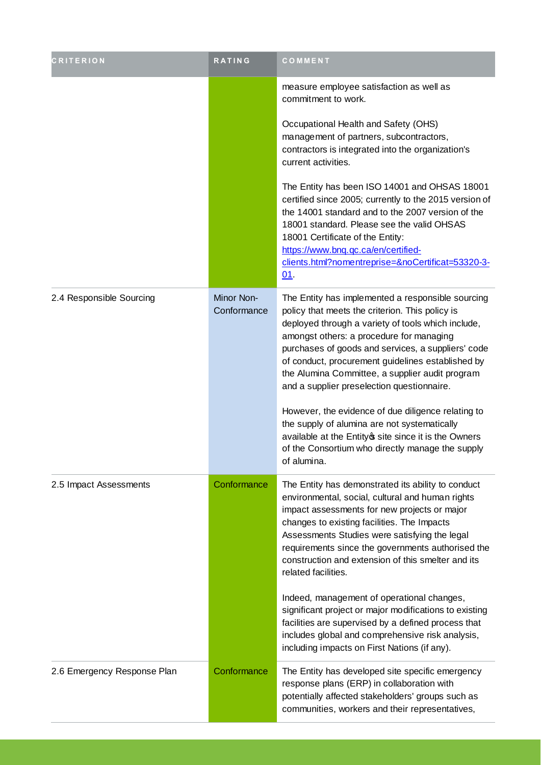| CRITERION | RATING | COMMENT |
| --- | --- | --- |
| | | measure employee satisfaction as well as commitment to work.<br><br>Occupational Health and Safety (OHS) management of partners, subcontractors, contractors is integrated into the organization's current activities.<br><br>The Entity has been ISO 14001 and OHSAS 18001 certified since 2005; currently to the 2015 version of the 14001 standard and to the 2007 version of the 18001 standard. Please see the valid OHSAS 18001 Certificate of the Entity: [https://www.bnq.qc.ca/en/certified-clients.html?nomentreprise=&noCertificat=53320-3-01](https://www.bnq.qc.ca/en/certified-clients.html?nomentreprise=&noCertificat=53320-3-01). |
| 2.4 Responsible Sourcing | Minor Non-Conformance | The Entity has implemented a responsible sourcing policy that meets the criterion. This policy is deployed through a variety of tools which include, amongst others: a procedure for managing purchases of goods and services, a suppliers' code of conduct, procurement guidelines established by the Alumina Committee, a supplier audit program and a supplier preselection questionnaire.<br><br>However, the evidence of due diligence relating to the supply of alumina are not systematically available at the Entity's site since it is the Owners of the Consortium who directly manage the supply of alumina. |
| 2.5 Impact Assessments | Conformance | The Entity has demonstrated its ability to conduct environmental, social, cultural and human rights impact assessments for new projects or major changes to existing facilities. The Impacts Assessments Studies were satisfying the legal requirements since the governments authorised the construction and extension of this smelter and its related facilities.<br><br>Indeed, management of operational changes, significant project or major modifications to existing facilities are supervised by a defined process that includes global and comprehensive risk analysis, including impacts on First Nations (if any). |
| 2.6 Emergency Response Plan | Conformance | The Entity has developed site specific emergency response plans (ERP) in collaboration with potentially affected stakeholders' groups such as communities, workers and their representatives, |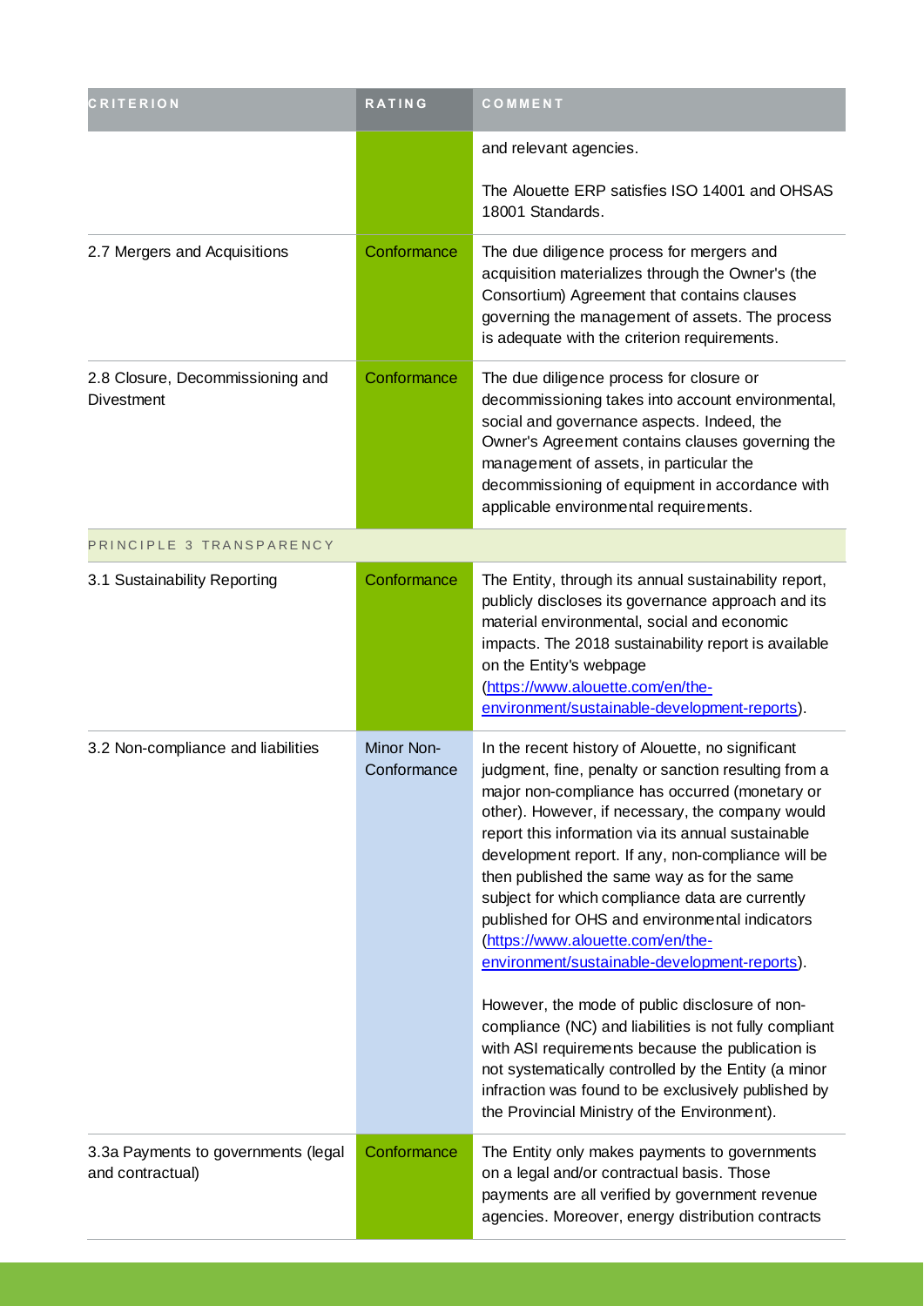| CRITERION | RATING | COMMENT |
| --- | --- | --- |
| | | and relevant agencies.<br><br>The Alouette ERP satisfies ISO 14001 and OHSAS 18001 Standards. |
| 2.7 Mergers and Acquisitions | Conformance | The due diligence process for mergers and acquisition materializes through the Owner's (the Consortium) Agreement that contains clauses governing the management of assets. The process is adequate with the criterion requirements. |
| 2.8 Closure, Decommissioning and Divestment | Conformance | The due diligence process for closure or decommissioning takes into account environmental, social and governance aspects. Indeed, the Owner's Agreement contains clauses governing the management of assets, in particular the decommissioning of equipment in accordance with applicable environmental requirements. |
| PRINCIPLE 3 TRANSPARENCY | | |
| 3.1 Sustainability Reporting | Conformance | The Entity, through its annual sustainability report, publicly discloses its governance approach and its material environmental, social and economic impacts. The 2018 sustainability report is available on the Entity's webpage (https://www.alouette.com/en/the-environment/sustainable-development-reports). |
| 3.2 Non-compliance and liabilities | Minor Non-Conformance | In the recent history of Alouette, no significant judgment, fine, penalty or sanction resulting from a major non-compliance has occurred (monetary or other). However, if necessary, the company would report this information via its annual sustainable development report. If any, non-compliance will be then published the same way as for the same subject for which compliance data are currently published for OHS and environmental indicators (https://www.alouette.com/en/the-environment/sustainable-development-reports).<br><br>However, the mode of public disclosure of non-compliance (NC) and liabilities is not fully compliant with ASI requirements because the publication is not systematically controlled by the Entity (a minor infraction was found to be exclusively published by the Provincial Ministry of the Environment). |
| 3.3a Payments to governments (legal and contractual) | Conformance | The Entity only makes payments to governments on a legal and/or contractual basis. Those payments are all verified by government revenue agencies. Moreover, energy distribution contracts |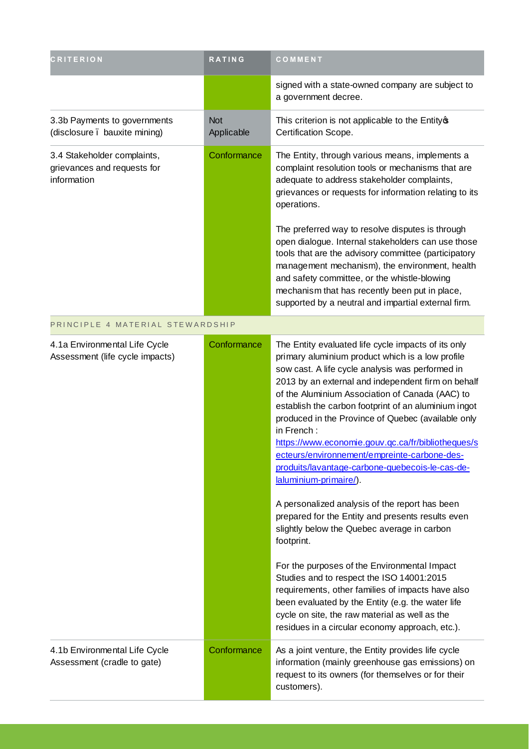| CRITERION | RATING | COMMENT |
| --- | --- | --- |
| | | signed with a state-owned company are subject to a government decree. |
| 3.3b Payments to governments (disclosure ‒ bauxite mining) | Not Applicable | This criterion is not applicable to the Entity's Certification Scope. |
| 3.4 Stakeholder complaints, grievances and requests for information | Conformance | The Entity, through various means, implements a complaint resolution tools or mechanisms that are adequate to address stakeholder complaints, grievances or requests for information relating to its operations.<br><br>The preferred way to resolve disputes is through open dialogue. Internal stakeholders can use those tools that are the advisory committee (participatory management mechanism), the environment, health and safety committee, or the whistle-blowing mechanism that has recently been put in place, supported by a neutral and impartial external firm. |
| PRINCIPLE 4 MATERIAL STEWARDSHIP | | |
| 4.1a Environmental Life Cycle Assessment (life cycle impacts) | Conformance | The Entity evaluated life cycle impacts of its only primary aluminium product which is a low profile sow cast. A life cycle analysis was performed in 2013 by an external and independent firm on behalf of the Aluminium Association of Canada (AAC) to establish the carbon footprint of an aluminium ingot produced in the Province of Quebec (available only in French : https://www.economie.gouv.qc.ca/fr/bibliotheques/secteurs/environnement/empreinte-carbone-des-produits/lavantage-carbone-quebecois-le-cas-de-laluminium-primaire/).<br><br>A personalized analysis of the report has been prepared for the Entity and presents results even slightly below the Quebec average in carbon footprint.<br><br>For the purposes of the Environmental Impact Studies and to respect the ISO 14001:2015 requirements, other families of impacts have also been evaluated by the Entity (e.g. the water life cycle on site, the raw material as well as the residues in a circular economy approach, etc.). |
| 4.1b Environmental Life Cycle Assessment (cradle to gate) | Conformance | As a joint venture, the Entity provides life cycle information (mainly greenhouse gas emissions) on request to its owners (for themselves or for their customers). |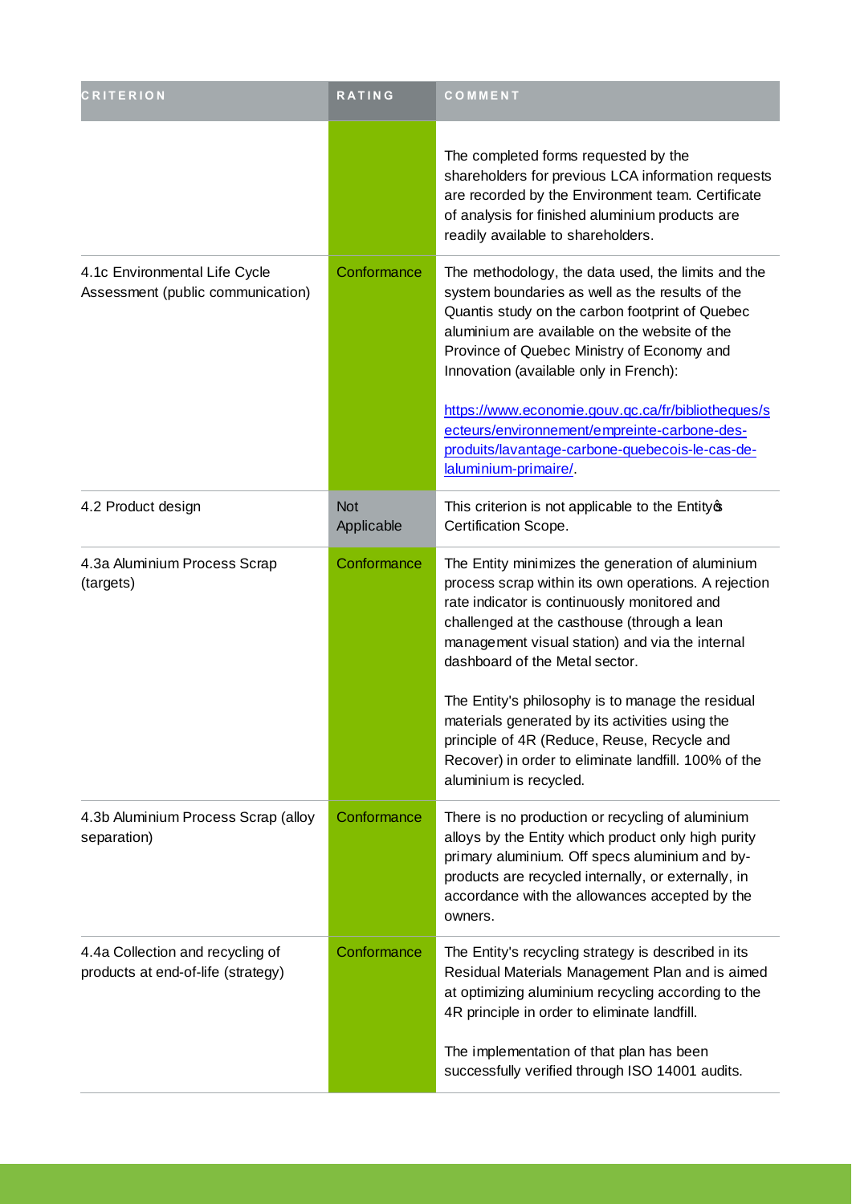| CRITERION | RATING | COMMENT |
| --- | --- | --- |
| | | The completed forms requested by the shareholders for previous LCA information requests are recorded by the Environment team. Certificate of analysis for finished aluminium products are readily available to shareholders. |
| 4.1c Environmental Life Cycle Assessment (public communication) | Conformance | The methodology, the data used, the limits and the system boundaries as well as the results of the Quantis study on the carbon footprint of Quebec aluminium are available on the website of the Province of Quebec Ministry of Economy and Innovation (available only in French): <br><br> [https://www.economie.gouv.qc.ca/fr/bibliotheques/secteurs/environnement/empreinte-carbone-des-produits/lavantage-carbone-quebecois-le-cas-de-laluminium-primaire/](https://www.economie.gouv.qc.ca/fr/bibliotheques/secteurs/environnement/empreinte-carbone-des-produits/lavantage-carbone-quebecois-le-cas-de-laluminium-primaire/). |
| 4.2 Product design | Not Applicable | This criterion is not applicable to the Entityꞌs Certification Scope. |
| 4.3a Aluminium Process Scrap (targets) | Conformance | The Entity minimizes the generation of aluminium process scrap within its own operations. A rejection rate indicator is continuously monitored and challenged at the casthouse (through a lean management visual station) and via the internal dashboard of the Metal sector. <br><br> The Entity's philosophy is to manage the residual materials generated by its activities using the principle of 4R (Reduce, Reuse, Recycle and Recover) in order to eliminate landfill. 100% of the aluminium is recycled. |
| 4.3b Aluminium Process Scrap (alloy separation) | Conformance | There is no production or recycling of aluminium alloys by the Entity which product only high purity primary aluminium. Off specs aluminium and by-products are recycled internally, or externally, in accordance with the allowances accepted by the owners. |
| 4.4a Collection and recycling of products at end-of-life (strategy) | Conformance | The Entity's recycling strategy is described in its Residual Materials Management Plan and is aimed at optimizing aluminium recycling according to the 4R principle in order to eliminate landfill. <br><br> The implementation of that plan has been successfully verified through ISO 14001 audits. |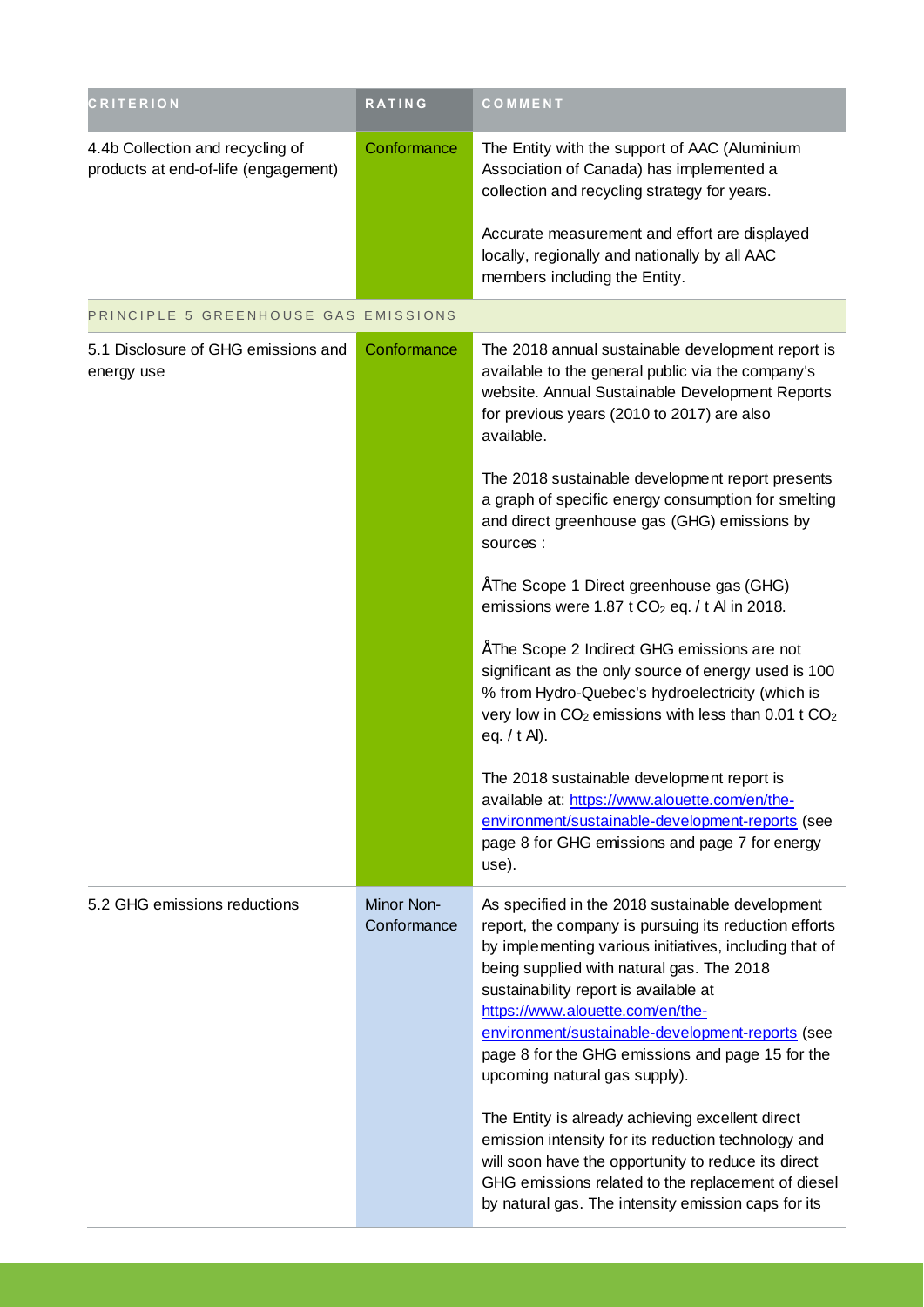| CRITERION | RATING | COMMENT |
|---|---|---|
| 4.4b Collection and recycling of products at end-of-life (engagement) | Conformance | The Entity with the support of AAC (Aluminium Association of Canada) has implemented a collection and recycling strategy for years.<br><br>Accurate measurement and effort are displayed locally, regionally and nationally by all AAC members including the Entity. |
| PRINCIPLE 5 GREENHOUSE GAS EMISSIONS | | |
| 5.1 Disclosure of GHG emissions and energy use | Conformance | The 2018 annual sustainable development report is available to the general public via the company's website. Annual Sustainable Development Reports for previous years (2010 to 2017) are also available.<br><br>The 2018 sustainable development report presents a graph of specific energy consumption for smelting and direct greenhouse gas (GHG) emissions by sources :<br><br>ÅThe Scope 1 Direct greenhouse gas (GHG) emissions were 1.87 t $CO_2$ eq. / t Al in 2018.<br><br>ÅThe Scope 2 Indirect GHG emissions are not significant as the only source of energy used is 100 % from Hydro-Quebec's hydroelectricity (which is very low in $CO_2$ emissions with less than 0.01 t $CO_2$ eq. / t Al).<br><br>The 2018 sustainable development report is available at: https://www.alouette.com/en/the-environment/sustainable-development-reports (see page 8 for GHG emissions and page 7 for energy use). |
| 5.2 GHG emissions reductions | Minor Non-Conformance | As specified in the 2018 sustainable development report, the company is pursuing its reduction efforts by implementing various initiatives, including that of being supplied with natural gas. The 2018 sustainability report is available at https://www.alouette.com/en/the-environment/sustainable-development-reports (see page 8 for the GHG emissions and page 15 for the upcoming natural gas supply).<br><br>The Entity is already achieving excellent direct emission intensity for its reduction technology and will soon have the opportunity to reduce its direct GHG emissions related to the replacement of diesel by natural gas. The intensity emission caps for its |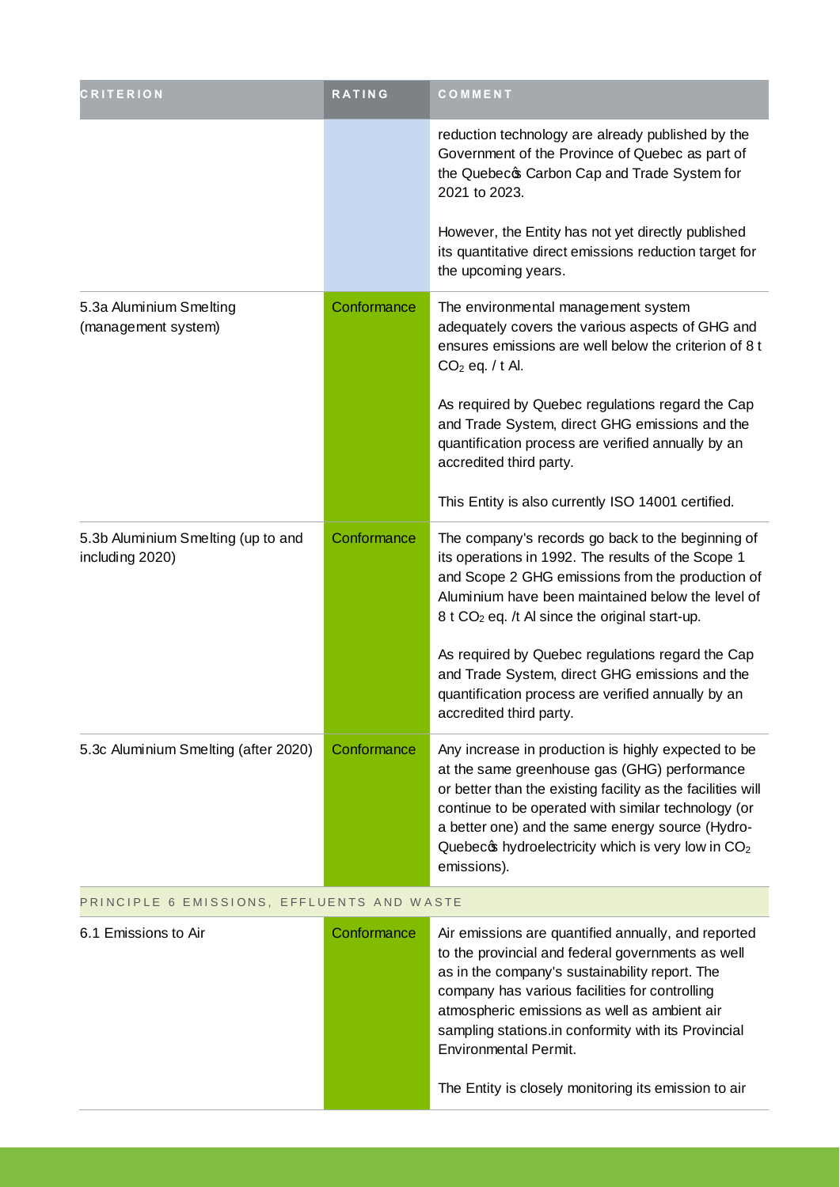| CRITERION | RATING | COMMENT |
| --- | --- | --- |
| | | reduction technology are already published by the Government of the Province of Quebec as part of the Quebec's Carbon Cap and Trade System for 2021 to 2023.<br><br>However, the Entity has not yet directly published its quantitative direct emissions reduction target for the upcoming years. |
| 5.3a Aluminium Smelting (management system) | Conformance | The environmental management system adequately covers the various aspects of GHG and ensures emissions are well below the criterion of 8 t $CO_2$ eq. / t Al.<br><br>As required by Quebec regulations regard the Cap and Trade System, direct GHG emissions and the quantification process are verified annually by an accredited third party.<br><br>This Entity is also currently ISO 14001 certified. |
| 5.3b Aluminium Smelting (up to and including 2020) | Conformance | The company's records go back to the beginning of its operations in 1992. The results of the Scope 1 and Scope 2 GHG emissions from the production of Aluminium have been maintained below the level of 8 t $CO_2$ eq. /t Al since the original start-up.<br><br>As required by Quebec regulations regard the Cap and Trade System, direct GHG emissions and the quantification process are verified annually by an accredited third party. |
| 5.3c Aluminium Smelting (after 2020) | Conformance | Any increase in production is highly expected to be at the same greenhouse gas (GHG) performance or better than the existing facility as the facilities will continue to be operated with similar technology (or a better one) and the same energy source (Hydro-Quebec's hydroelectricity which is very low in $CO_2$ emissions). |
| PRINCIPLE 6 EMISSIONS, EFFLUENTS AND WASTE | | |
| 6.1 Emissions to Air | Conformance | Air emissions are quantified annually, and reported to the provincial and federal governments as well as in the company's sustainability report. The company has various facilities for controlling atmospheric emissions as well as ambient air sampling stations.in conformity with its Provincial Environmental Permit.<br><br>The Entity is closely monitoring its emission to air |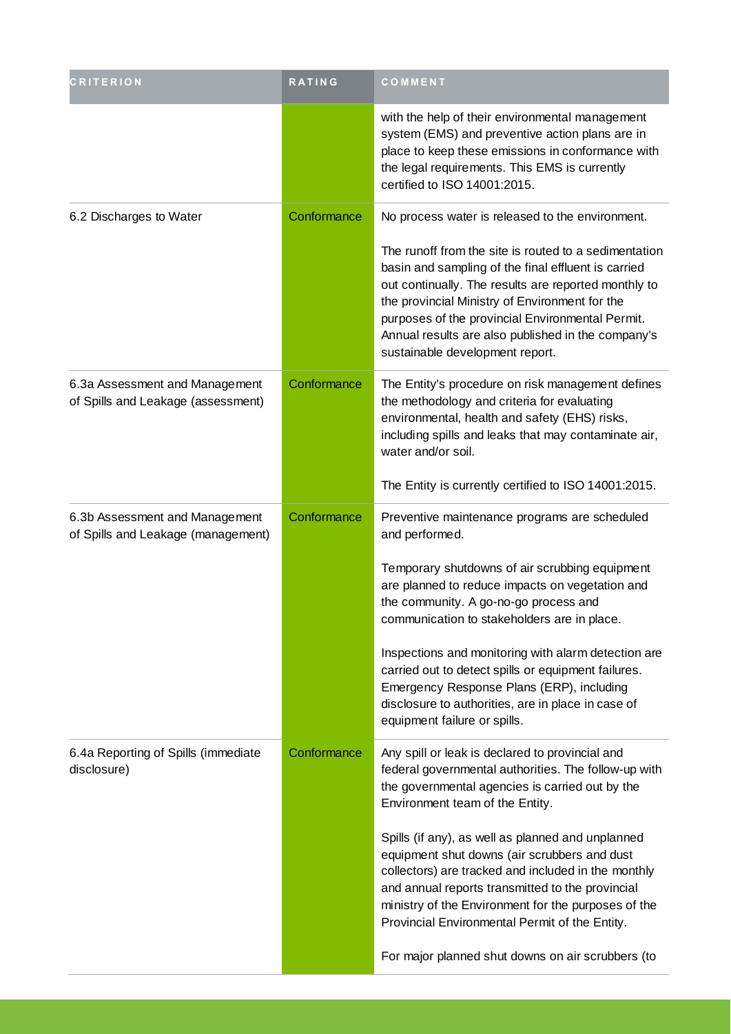| CRITERION | RATING | COMMENT |
| --- | --- | --- |
| | | with the help of their environmental management system (EMS) and preventive action plans are in place to keep these emissions in conformance with the legal requirements. This EMS is currently certified to ISO 14001:2015. |
| 6.2 Discharges to Water | Conformance | No process water is released to the environment.<br><br>The runoff from the site is routed to a sedimentation basin and sampling of the final effluent is carried out continually. The results are reported monthly to the provincial Ministry of Environment for the purposes of the provincial Environmental Permit. Annual results are also published in the company's sustainable development report. |
| 6.3a Assessment and Management of Spills and Leakage (assessment) | Conformance | The Entity's procedure on risk management defines the methodology and criteria for evaluating environmental, health and safety (EHS) risks, including spills and leaks that may contaminate air, water and/or soil.<br><br>The Entity is currently certified to ISO 14001:2015. |
| 6.3b Assessment and Management of Spills and Leakage (management) | Conformance | Preventive maintenance programs are scheduled and performed.<br><br>Temporary shutdowns of air scrubbing equipment are planned to reduce impacts on vegetation and the community. A go-no-go process and communication to stakeholders are in place.<br><br>Inspections and monitoring with alarm detection are carried out to detect spills or equipment failures. Emergency Response Plans (ERP), including disclosure to authorities, are in place in case of equipment failure or spills. |
| 6.4a Reporting of Spills (immediate disclosure) | Conformance | Any spill or leak is declared to provincial and federal governmental authorities. The follow-up with the governmental agencies is carried out by the Environment team of the Entity.<br><br>Spills (if any), as well as planned and unplanned equipment shut downs (air scrubbers and dust collectors) are tracked and included in the monthly and annual reports transmitted to the provincial ministry of the Environment for the purposes of the Provincial Environmental Permit of the Entity.<br><br>For major planned shut downs on air scrubbers (to |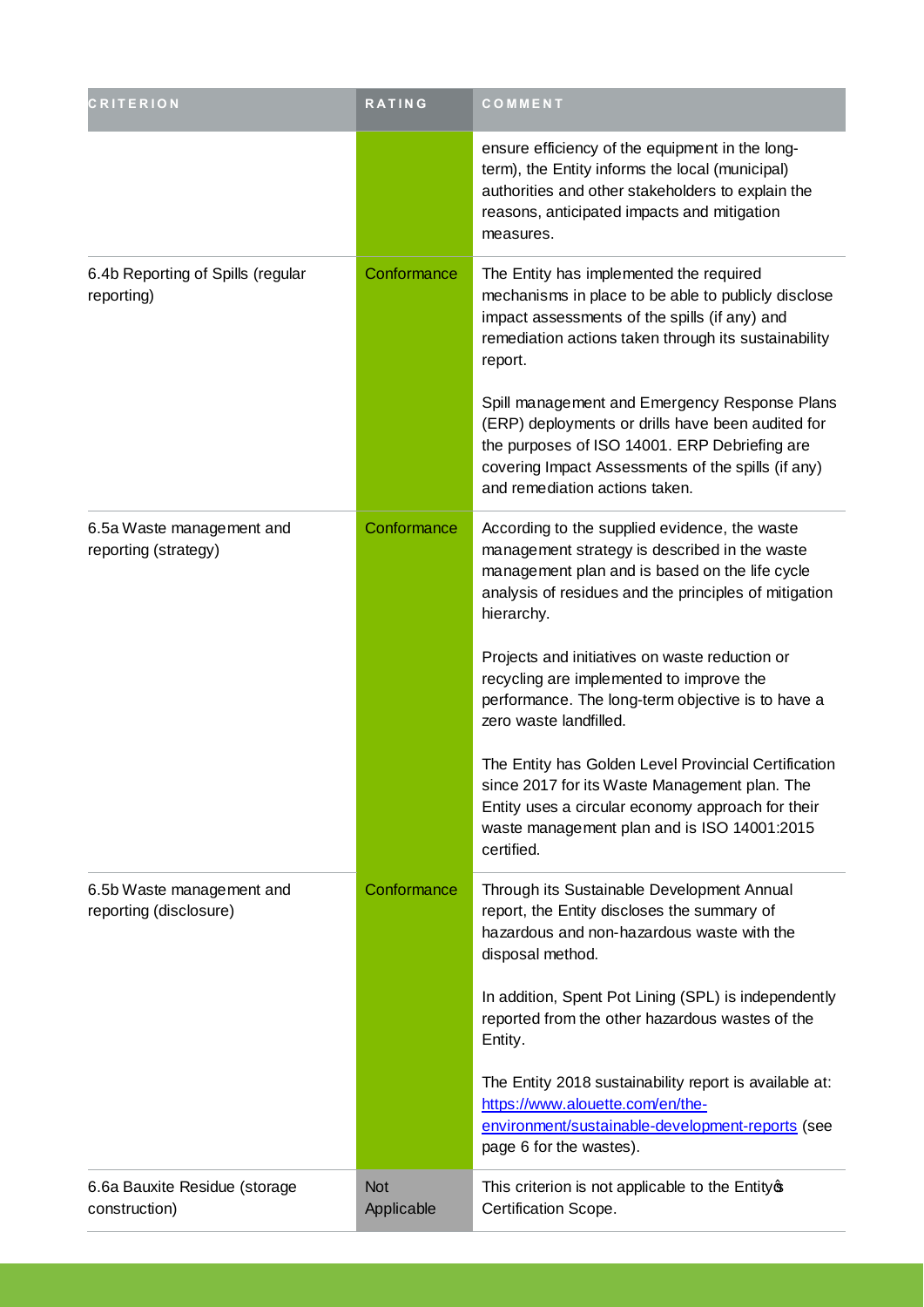| CRITERION | RATING | COMMENT |
|---|---|---|
| | | ensure efficiency of the equipment in the long-term), the Entity informs the local (municipal) authorities and other stakeholders to explain the reasons, anticipated impacts and mitigation measures. |
| 6.4b Reporting of Spills (regular reporting) | Conformance | The Entity has implemented the required mechanisms in place to be able to publicly disclose impact assessments of the spills (if any) and remediation actions taken through its sustainability report.<br><br>Spill management and Emergency Response Plans (ERP) deployments or drills have been audited for the purposes of ISO 14001. ERP Debriefing are covering Impact Assessments of the spills (if any) and remediation actions taken. |
| 6.5a Waste management and reporting (strategy) | Conformance | According to the supplied evidence, the waste management strategy is described in the waste management plan and is based on the life cycle analysis of residues and the principles of mitigation hierarchy.<br><br>Projects and initiatives on waste reduction or recycling are implemented to improve the performance. The long-term objective is to have a zero waste landfilled.<br><br>The Entity has Golden Level Provincial Certification since 2017 for its Waste Management plan. The Entity uses a circular economy approach for their waste management plan and is ISO 14001:2015 certified. |
| 6.5b Waste management and reporting (disclosure) | Conformance | Through its Sustainable Development Annual report, the Entity discloses the summary of hazardous and non-hazardous waste with the disposal method.<br><br>In addition, Spent Pot Lining (SPL) is independently reported from the other hazardous wastes of the Entity.<br><br>The Entity 2018 sustainability report is available at: [https://www.alouette.com/en/the-environment/sustainable-development-reports](https://www.alouette.com/en/the-environment/sustainable-development-reports) (see page 6 for the wastes). |
| 6.6a Bauxite Residue (storage construction) | Not Applicable | This criterion is not applicable to the Entity's Certification Scope. |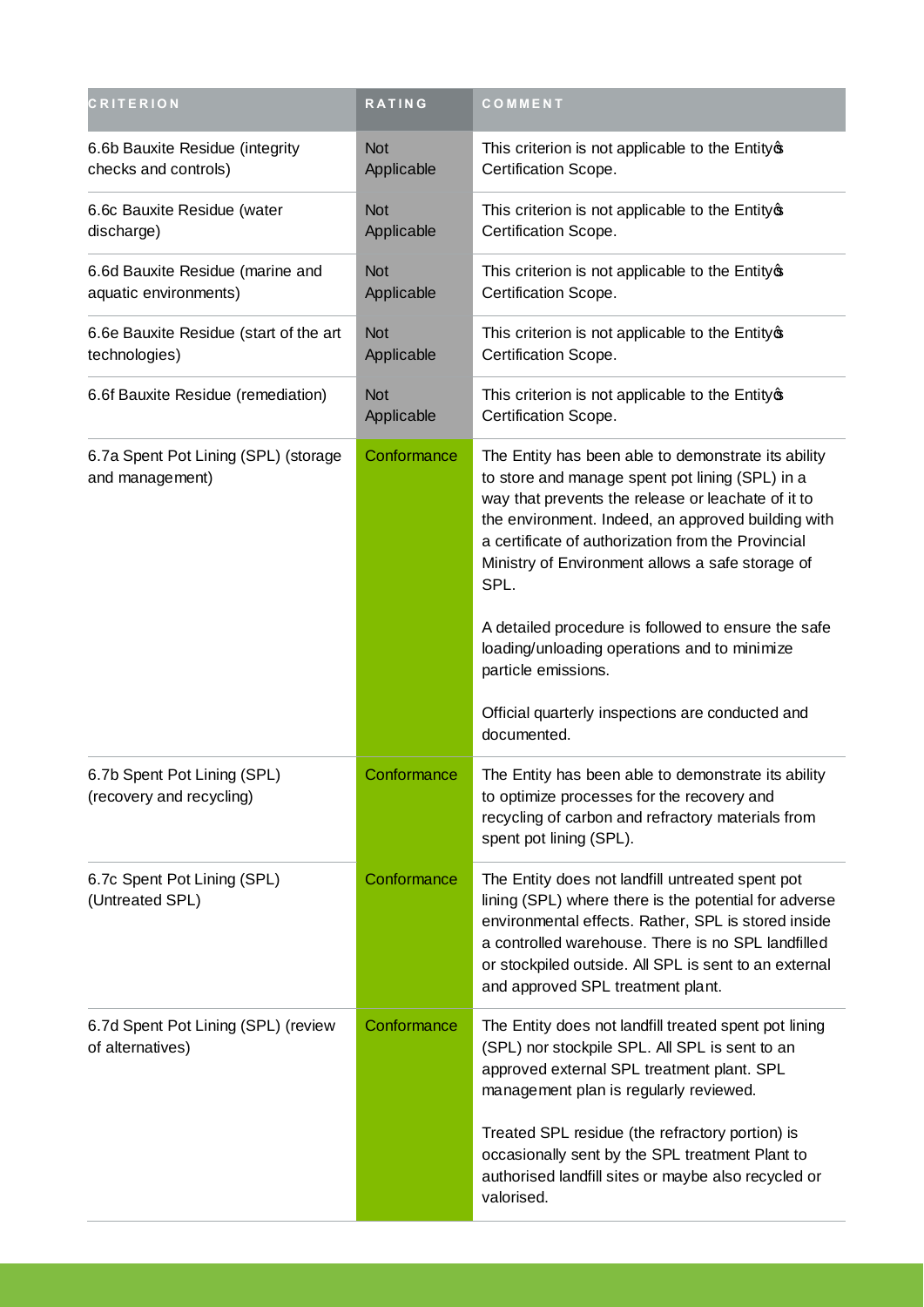| CRITERION | RATING | COMMENT |
|---|---|---|
| 6.6b Bauxite Residue (integrity checks and controls) | Not Applicable | This criterion is not applicable to the Entityȣ Certification Scope. |
| 6.6c Bauxite Residue (water discharge) | Not Applicable | This criterion is not applicable to the Entityȣ Certification Scope. |
| 6.6d Bauxite Residue (marine and aquatic environments) | Not Applicable | This criterion is not applicable to the Entityȣ Certification Scope. |
| 6.6e Bauxite Residue (start of the art technologies) | Not Applicable | This criterion is not applicable to the Entityȣ Certification Scope. |
| 6.6f Bauxite Residue (remediation) | Not Applicable | This criterion is not applicable to the Entityȣ Certification Scope. |
| 6.7a Spent Pot Lining (SPL) (storage and management) | Conformance | The Entity has been able to demonstrate its ability to store and manage spent pot lining (SPL) in a way that prevents the release or leachate of it to the environment. Indeed, an approved building with a certificate of authorization from the Provincial Ministry of Environment allows a safe storage of SPL.<br><br>A detailed procedure is followed to ensure the safe loading/unloading operations and to minimize particle emissions.<br><br>Official quarterly inspections are conducted and documented. |
| 6.7b Spent Pot Lining (SPL) (recovery and recycling) | Conformance | The Entity has been able to demonstrate its ability to optimize processes for the recovery and recycling of carbon and refractory materials from spent pot lining (SPL). |
| 6.7c Spent Pot Lining (SPL) (Untreated SPL) | Conformance | The Entity does not landfill untreated spent pot lining (SPL) where there is the potential for adverse environmental effects. Rather, SPL is stored inside a controlled warehouse. There is no SPL landfilled or stockpiled outside. All SPL is sent to an external and approved SPL treatment plant. |
| 6.7d Spent Pot Lining (SPL) (review of alternatives) | Conformance | The Entity does not landfill treated spent pot lining (SPL) nor stockpile SPL. All SPL is sent to an approved external SPL treatment plant. SPL management plan is regularly reviewed.<br><br>Treated SPL residue (the refractory portion) is occasionally sent by the SPL treatment Plant to authorised landfill sites or maybe also recycled or valorised. |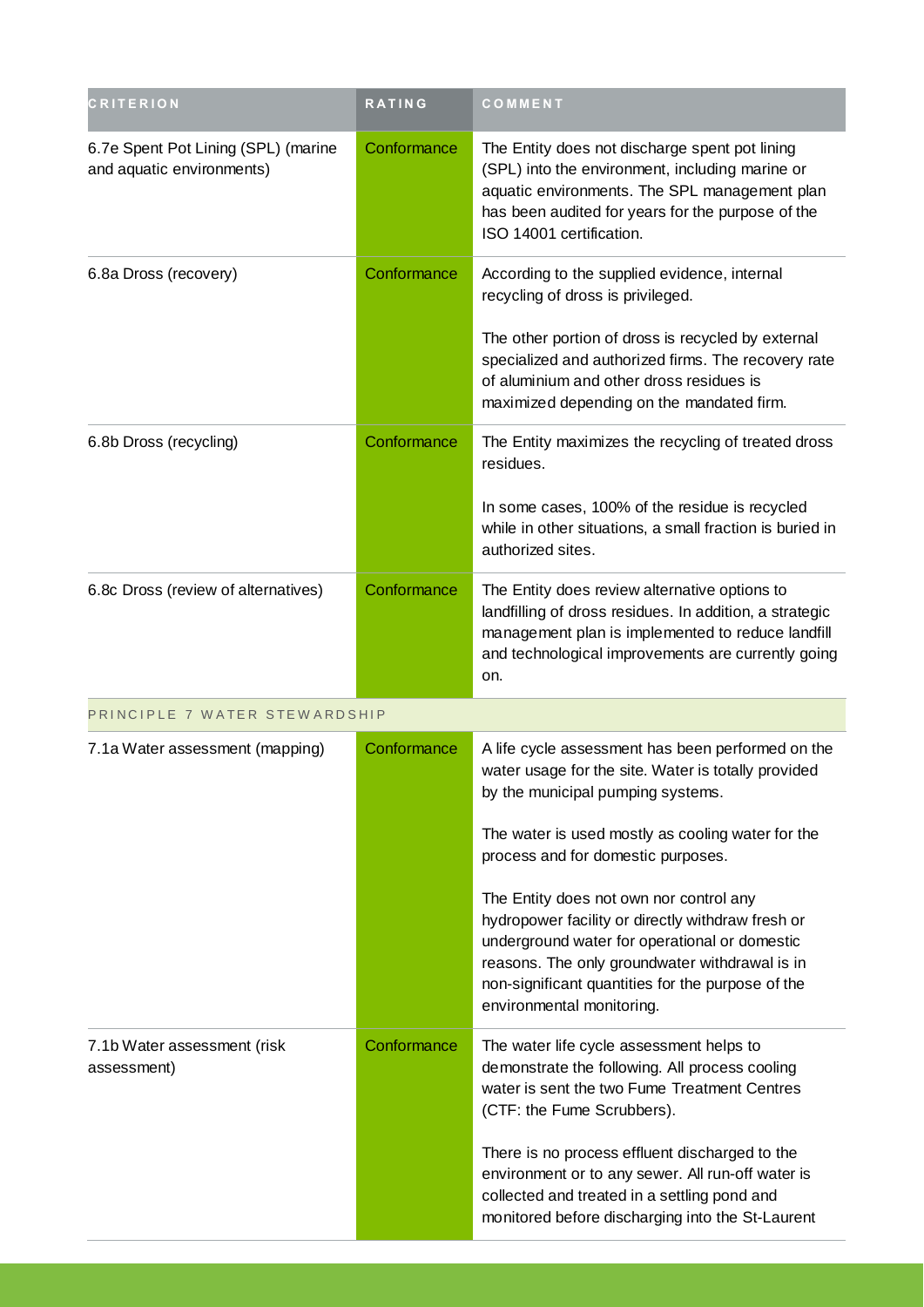| CRITERION | RATING | COMMENT |
| --- | --- | --- |
| 6.7e Spent Pot Lining (SPL) (marine and aquatic environments) | Conformance | The Entity does not discharge spent pot lining (SPL) into the environment, including marine or aquatic environments. The SPL management plan has been audited for years for the purpose of the ISO 14001 certification. |
| 6.8a Dross (recovery) | Conformance | According to the supplied evidence, internal recycling of dross is privileged.<br><br>The other portion of dross is recycled by external specialized and authorized firms. The recovery rate of aluminium and other dross residues is maximized depending on the mandated firm. |
| 6.8b Dross (recycling) | Conformance | The Entity maximizes the recycling of treated dross residues.<br><br>In some cases, 100% of the residue is recycled while in other situations, a small fraction is buried in authorized sites. |
| 6.8c Dross (review of alternatives) | Conformance | The Entity does review alternative options to landfilling of dross residues. In addition, a strategic management plan is implemented to reduce landfill and technological improvements are currently going on. |
| PRINCIPLE 7 WATER STEWARDSHIP | | |
| 7.1a Water assessment (mapping) | Conformance | A life cycle assessment has been performed on the water usage for the site. Water is totally provided by the municipal pumping systems.<br><br>The water is used mostly as cooling water for the process and for domestic purposes.<br><br>The Entity does not own nor control any hydropower facility or directly withdraw fresh or underground water for operational or domestic reasons. The only groundwater withdrawal is in non-significant quantities for the purpose of the environmental monitoring. |
| 7.1b Water assessment (risk assessment) | Conformance | The water life cycle assessment helps to demonstrate the following. All process cooling water is sent the two Fume Treatment Centres (CTF: the Fume Scrubbers).<br><br>There is no process effluent discharged to the environment or to any sewer. All run-off water is collected and treated in a settling pond and monitored before discharging into the St-Laurent |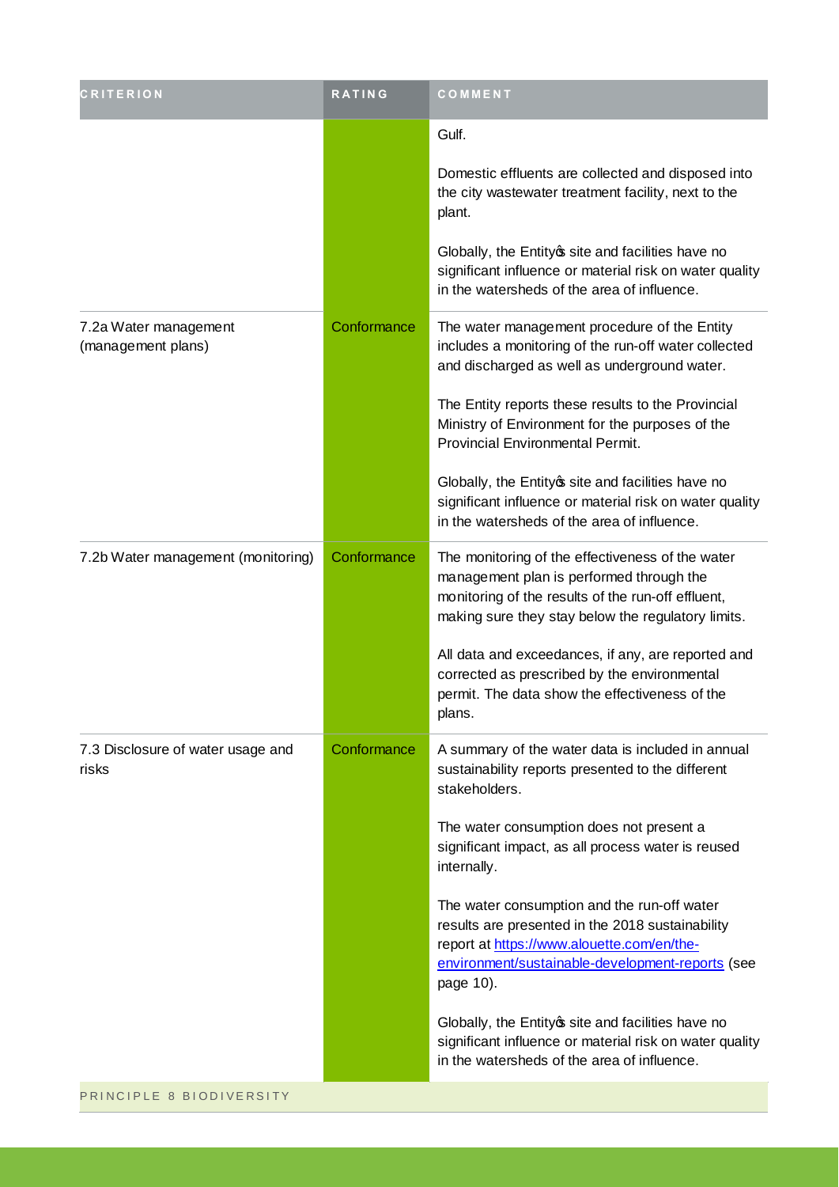| CRITERION | RATING | COMMENT |
| --- | --- | --- |
| | | Gulf.<br><br>Domestic effluents are collected and disposed into the city wastewater treatment facility, next to the plant.<br><br>Globally, the Entity's site and facilities have no significant influence or material risk on water quality in the watersheds of the area of influence. |
| 7.2a Water management (management plans) | Conformance | The water management procedure of the Entity includes a monitoring of the run-off water collected and discharged as well as underground water.<br><br>The Entity reports these results to the Provincial Ministry of Environment for the purposes of the Provincial Environmental Permit.<br><br>Globally, the Entity's site and facilities have no significant influence or material risk on water quality in the watersheds of the area of influence. |
| 7.2b Water management (monitoring) | Conformance | The monitoring of the effectiveness of the water management plan is performed through the monitoring of the results of the run-off effluent, making sure they stay below the regulatory limits.<br><br>All data and exceedances, if any, are reported and corrected as prescribed by the environmental permit. The data show the effectiveness of the plans. |
| 7.3 Disclosure of water usage and risks | Conformance | A summary of the water data is included in annual sustainability reports presented to the different stakeholders.<br><br>The water consumption does not present a significant impact, as all process water is reused internally.<br><br>The water consumption and the run-off water results are presented in the 2018 sustainability report at https://www.alouette.com/en/the-environment/sustainable-development-reports (see page 10).<br><br>Globally, the Entity's site and facilities have no significant influence or material risk on water quality in the watersheds of the area of influence. |

PRINCIPLE 8 BIODIVERSITY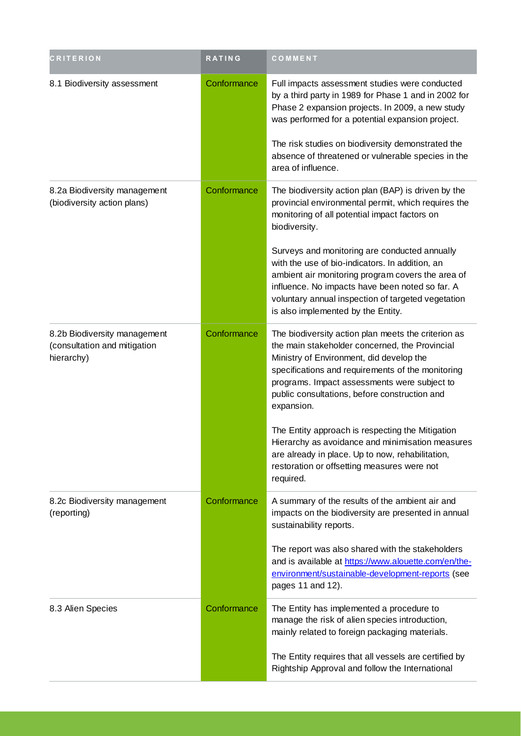| CRITERION | RATING | COMMENT |
| --- | --- | --- |
| 8.1 Biodiversity assessment | Conformance | Full impacts assessment studies were conducted by a third party in 1989 for Phase 1 and in 2002 for Phase 2 expansion projects. In 2009, a new study was performed for a potential expansion project.<br><br>The risk studies on biodiversity demonstrated the absence of threatened or vulnerable species in the area of influence. |
| 8.2a Biodiversity management (biodiversity action plans) | Conformance | The biodiversity action plan (BAP) is driven by the provincial environmental permit, which requires the monitoring of all potential impact factors on biodiversity.<br><br>Surveys and monitoring are conducted annually with the use of bio-indicators. In addition, an ambient air monitoring program covers the area of influence. No impacts have been noted so far. A voluntary annual inspection of targeted vegetation is also implemented by the Entity. |
| 8.2b Biodiversity management (consultation and mitigation hierarchy) | Conformance | The biodiversity action plan meets the criterion as the main stakeholder concerned, the Provincial Ministry of Environment, did develop the specifications and requirements of the monitoring programs. Impact assessments were subject to public consultations, before construction and expansion.<br><br>The Entity approach is respecting the Mitigation Hierarchy as avoidance and minimisation measures are already in place. Up to now, rehabilitation, restoration or offsetting measures were not required. |
| 8.2c Biodiversity management (reporting) | Conformance | A summary of the results of the ambient air and impacts on the biodiversity are presented in annual sustainability reports.<br><br>The report was also shared with the stakeholders and is available at [https://www.alouette.com/en/the-environment/sustainable-development-reports](https://www.alouette.com/en/the-environment/sustainable-development-reports) (see pages 11 and 12). |
| 8.3 Alien Species | Conformance | The Entity has implemented a procedure to manage the risk of alien species introduction, mainly related to foreign packaging materials.<br><br>The Entity requires that all vessels are certified by Rightship Approval and follow the International |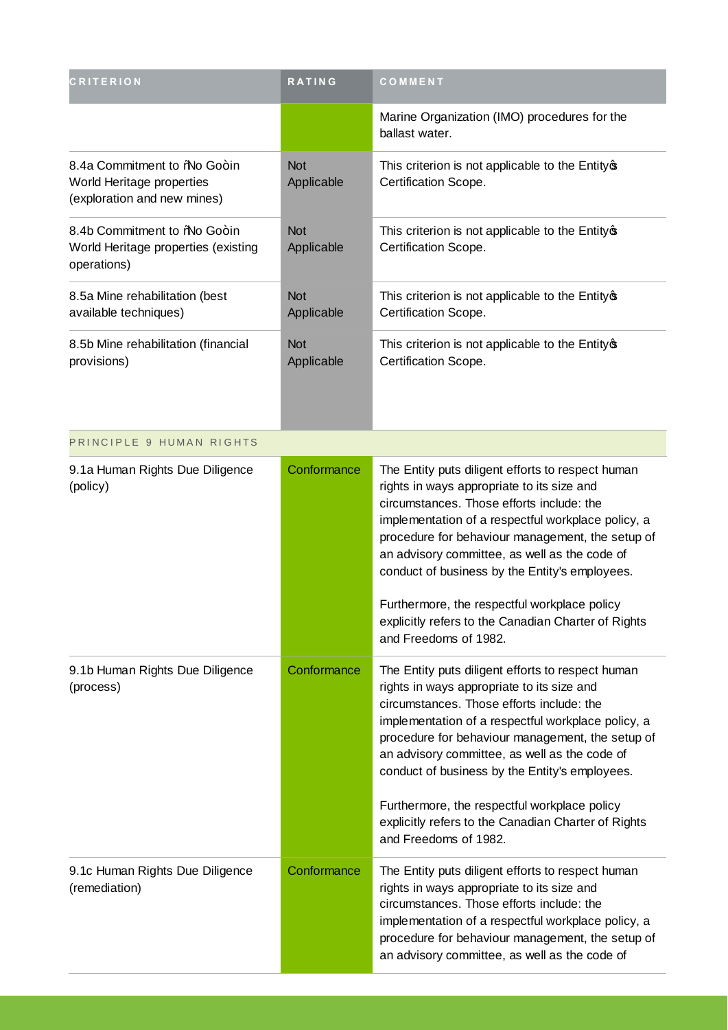| CRITERION | RATING | COMMENT |
| --- | --- | --- |
| | | Marine Organization (IMO) procedures for the ballast water. |
| 8.4a Commitment to "No Go" in World Heritage properties (exploration and new mines) | Not Applicable | This criterion is not applicable to the Entity's Certification Scope. |
| 8.4b Commitment to "No Go" in World Heritage properties (existing operations) | Not Applicable | This criterion is not applicable to the Entity's Certification Scope. |
| 8.5a Mine rehabilitation (best available techniques) | Not Applicable | This criterion is not applicable to the Entity's Certification Scope. |
| 8.5b Mine rehabilitation (financial provisions) | Not Applicable | This criterion is not applicable to the Entity's Certification Scope. |
| PRINCIPLE 9 HUMAN RIGHTS | | |
| 9.1a Human Rights Due Diligence (policy) | Conformance | The Entity puts diligent efforts to respect human rights in ways appropriate to its size and circumstances. Those efforts include: the implementation of a respectful workplace policy, a procedure for behaviour management, the setup of an advisory committee, as well as the code of conduct of business by the Entity's employees.<br><br>Furthermore, the respectful workplace policy explicitly refers to the Canadian Charter of Rights and Freedoms of 1982. |
| 9.1b Human Rights Due Diligence (process) | Conformance | The Entity puts diligent efforts to respect human rights in ways appropriate to its size and circumstances. Those efforts include: the implementation of a respectful workplace policy, a procedure for behaviour management, the setup of an advisory committee, as well as the code of conduct of business by the Entity's employees.<br><br>Furthermore, the respectful workplace policy explicitly refers to the Canadian Charter of Rights and Freedoms of 1982. |
| 9.1c Human Rights Due Diligence (remediation) | Conformance | The Entity puts diligent efforts to respect human rights in ways appropriate to its size and circumstances. Those efforts include: the implementation of a respectful workplace policy, a procedure for behaviour management, the setup of an advisory committee, as well as the code of |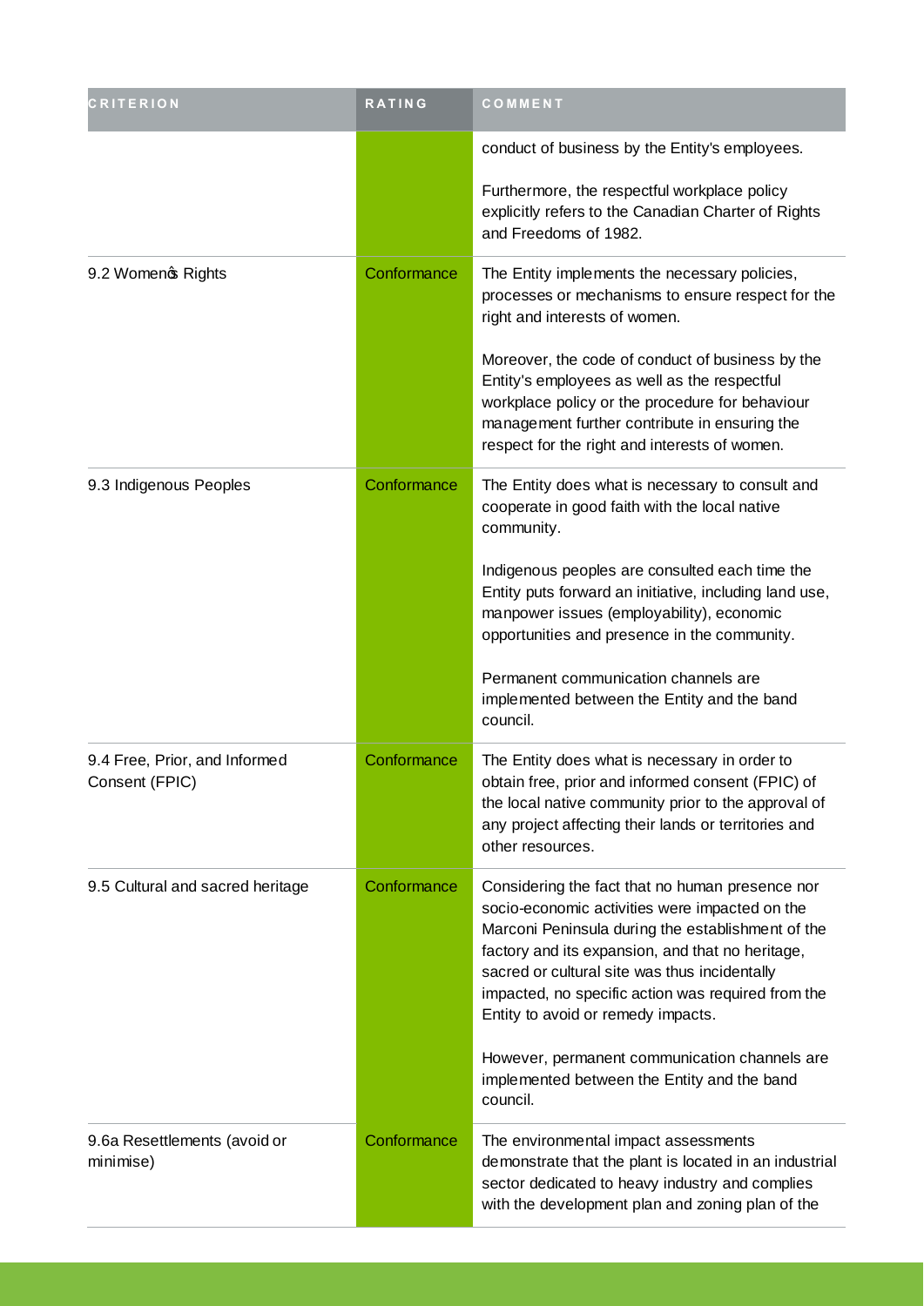| CRITERION | RATING | COMMENT |
|---|---|---|
| | | conduct of business by the Entity's employees.<br><br>Furthermore, the respectful workplace policy explicitly refers to the Canadian Charter of Rights and Freedoms of 1982. |
| 9.2 Womenȇs Rights | Conformance | The Entity implements the necessary policies, processes or mechanisms to ensure respect for the right and interests of women.<br><br>Moreover, the code of conduct of business by the Entity's employees as well as the respectful workplace policy or the procedure for behaviour management further contribute in ensuring the respect for the right and interests of women. |
| 9.3 Indigenous Peoples | Conformance | The Entity does what is necessary to consult and cooperate in good faith with the local native community.<br><br>Indigenous peoples are consulted each time the Entity puts forward an initiative, including land use, manpower issues (employability), economic opportunities and presence in the community.<br><br>Permanent communication channels are implemented between the Entity and the band council. |
| 9.4 Free, Prior, and Informed Consent (FPIC) | Conformance | The Entity does what is necessary in order to obtain free, prior and informed consent (FPIC) of the local native community prior to the approval of any project affecting their lands or territories and other resources. |
| 9.5 Cultural and sacred heritage | Conformance | Considering the fact that no human presence nor socio-economic activities were impacted on the Marconi Peninsula during the establishment of the factory and its expansion, and that no heritage, sacred or cultural site was thus incidentally impacted, no specific action was required from the Entity to avoid or remedy impacts.<br><br>However, permanent communication channels are implemented between the Entity and the band council. |
| 9.6a Resettlements (avoid or minimise) | Conformance | The environmental impact assessments demonstrate that the plant is located in an industrial sector dedicated to heavy industry and complies with the development plan and zoning plan of the |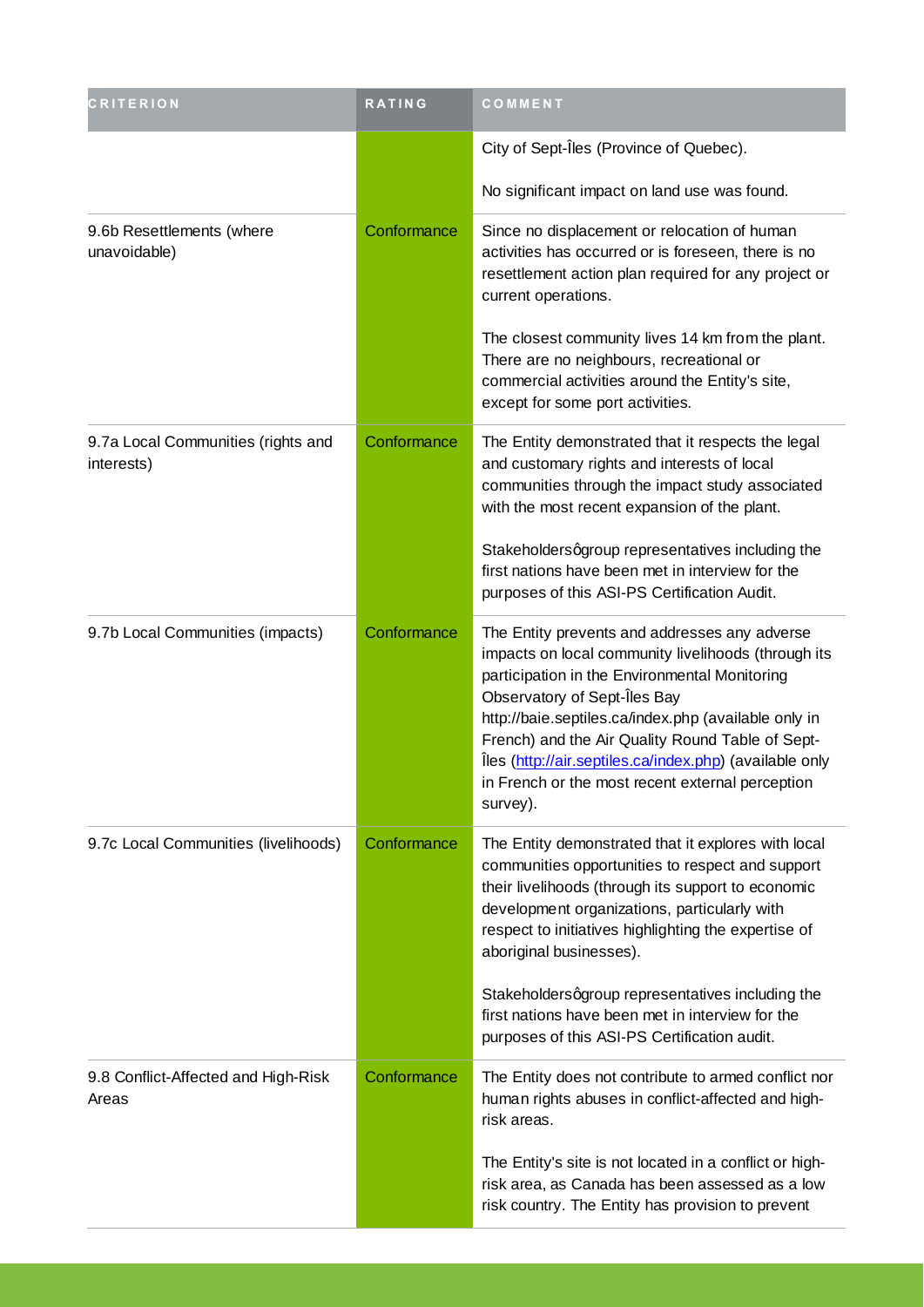| CRITERION | RATING | COMMENT |
| --- | --- | --- |
| | | City of Sept-Îles (Province of Quebec).<br><br>No significant impact on land use was found. |
| 9.6b Resettlements (where unavoidable) | Conformance | Since no displacement or relocation of human activities has occurred or is foreseen, there is no resettlement action plan required for any project or current operations.<br><br>The closest community lives 14 km from the plant. There are no neighbours, recreational or commercial activities around the Entity's site, except for some port activities. |
| 9.7a Local Communities (rights and interests) | Conformance | The Entity demonstrated that it respects the legal and customary rights and interests of local communities through the impact study associated with the most recent expansion of the plant.<br><br>Stakeholdersôgroup representatives including the first nations have been met in interview for the purposes of this ASI-PS Certification Audit. |
| 9.7b Local Communities (impacts) | Conformance | The Entity prevents and addresses any adverse impacts on local community livelihoods (through its participation in the Environmental Monitoring Observatory of Sept-Îles Bay http://baie.septiles.ca/index.php (available only in French) and the Air Quality Round Table of Sept-Îles (http://air.septiles.ca/index.php) (available only in French or the most recent external perception survey). |
| 9.7c Local Communities (livelihoods) | Conformance | The Entity demonstrated that it explores with local communities opportunities to respect and support their livelihoods (through its support to economic development organizations, particularly with respect to initiatives highlighting the expertise of aboriginal businesses).<br><br>Stakeholdersôgroup representatives including the first nations have been met in interview for the purposes of this ASI-PS Certification audit. |
| 9.8 Conflict-Affected and High-Risk Areas | Conformance | The Entity does not contribute to armed conflict nor human rights abuses in conflict-affected and high-risk areas.<br><br>The Entity's site is not located in a conflict or high-risk area, as Canada has been assessed as a low risk country. The Entity has provision to prevent |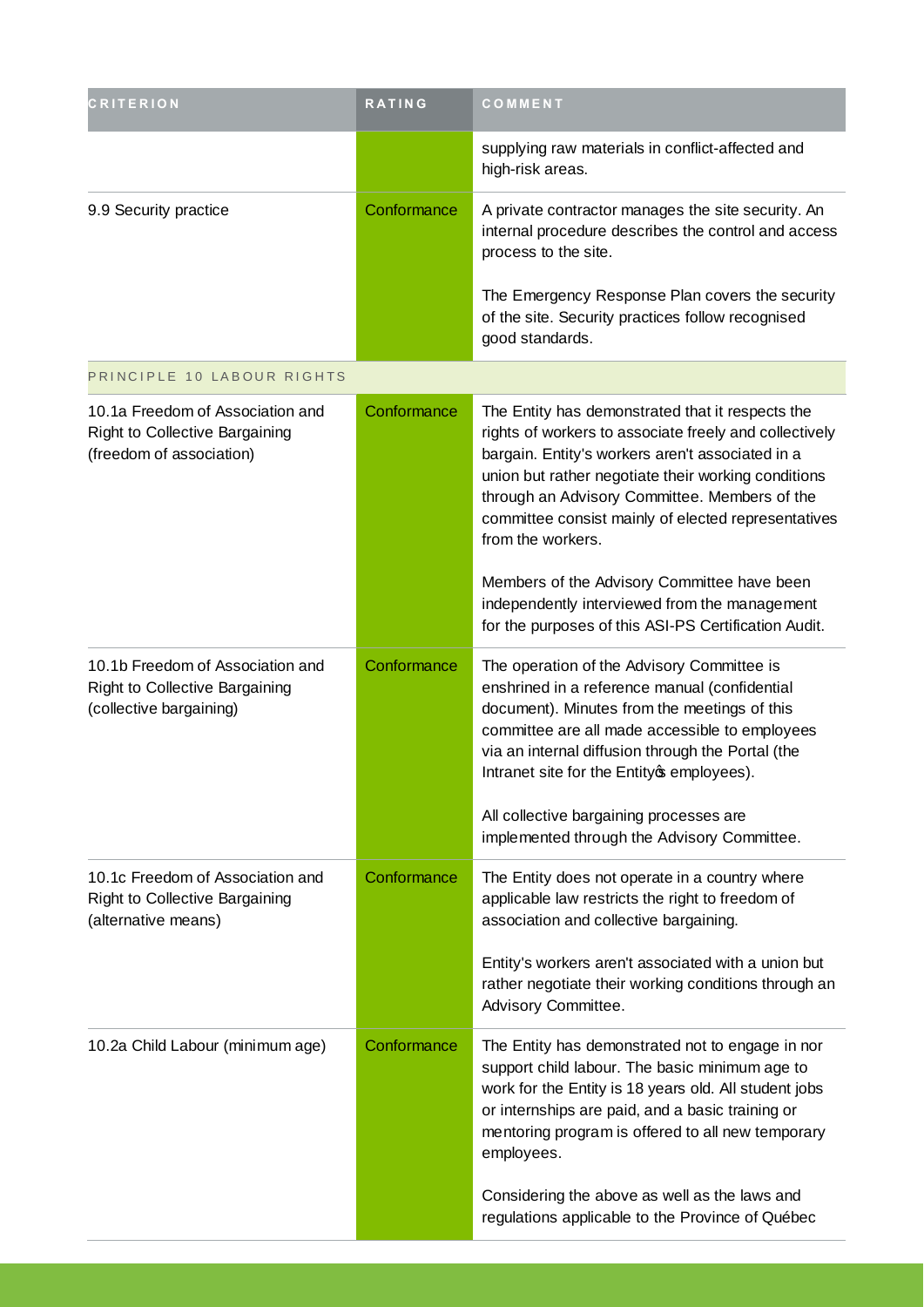| CRITERION | RATING | COMMENT |
|---|---|---|
| | | supplying raw materials in conflict-affected and high-risk areas. |
| 9.9 Security practice | Conformance | A private contractor manages the site security. An internal procedure describes the control and access process to the site.<br><br>The Emergency Response Plan covers the security of the site. Security practices follow recognised good standards. |
| PRINCIPLE 10 LABOUR RIGHTS | | |
| 10.1a Freedom of Association and Right to Collective Bargaining (freedom of association) | Conformance | The Entity has demonstrated that it respects the rights of workers to associate freely and collectively bargain. Entity's workers aren't associated in a union but rather negotiate their working conditions through an Advisory Committee. Members of the committee consist mainly of elected representatives from the workers.<br><br>Members of the Advisory Committee have been independently interviewed from the management for the purposes of this ASI-PS Certification Audit. |
| 10.1b Freedom of Association and Right to Collective Bargaining (collective bargaining) | Conformance | The operation of the Advisory Committee is enshrined in a reference manual (confidential document). Minutes from the meetings of this committee are all made accessible to employees via an internal diffusion through the Portal (the Intranet site for the Entity's employees).<br><br>All collective bargaining processes are implemented through the Advisory Committee. |
| 10.1c Freedom of Association and Right to Collective Bargaining (alternative means) | Conformance | The Entity does not operate in a country where applicable law restricts the right to freedom of association and collective bargaining.<br><br>Entity's workers aren't associated with a union but rather negotiate their working conditions through an Advisory Committee. |
| 10.2a Child Labour (minimum age) | Conformance | The Entity has demonstrated not to engage in nor support child labour. The basic minimum age to work for the Entity is 18 years old. All student jobs or internships are paid, and a basic training or mentoring program is offered to all new temporary employees.<br><br>Considering the above as well as the laws and regulations applicable to the Province of Québec |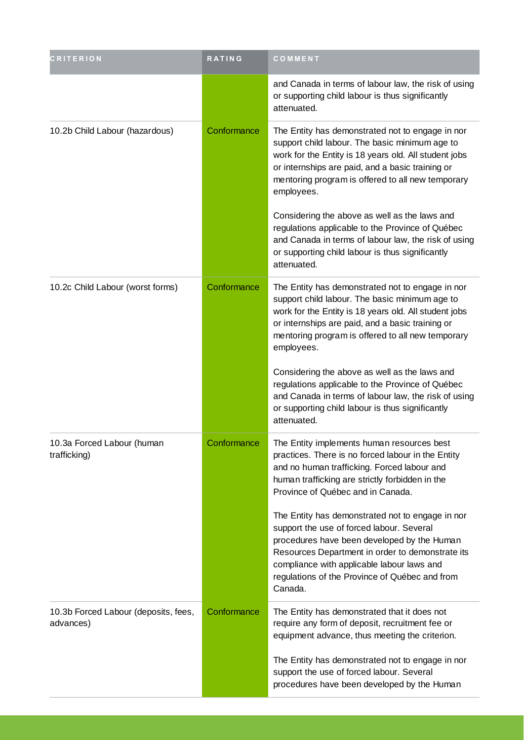| CRITERION | RATING | COMMENT |
| --- | --- | --- |
| | | and Canada in terms of labour law, the risk of using or supporting child labour is thus significantly attenuated. |
| 10.2b Child Labour (hazardous) | Conformance | The Entity has demonstrated not to engage in nor support child labour. The basic minimum age to work for the Entity is 18 years old. All student jobs or internships are paid, and a basic training or mentoring program is offered to all new temporary employees.<br><br>Considering the above as well as the laws and regulations applicable to the Province of Québec and Canada in terms of labour law, the risk of using or supporting child labour is thus significantly attenuated. |
| 10.2c Child Labour (worst forms) | Conformance | The Entity has demonstrated not to engage in nor support child labour. The basic minimum age to work for the Entity is 18 years old. All student jobs or internships are paid, and a basic training or mentoring program is offered to all new temporary employees.<br><br>Considering the above as well as the laws and regulations applicable to the Province of Québec and Canada in terms of labour law, the risk of using or supporting child labour is thus significantly attenuated. |
| 10.3a Forced Labour (human trafficking) | Conformance | The Entity implements human resources best practices. There is no forced labour in the Entity and no human trafficking. Forced labour and human trafficking are strictly forbidden in the Province of Québec and in Canada.<br><br>The Entity has demonstrated not to engage in nor support the use of forced labour. Several procedures have been developed by the Human Resources Department in order to demonstrate its compliance with applicable labour laws and regulations of the Province of Québec and from Canada. |
| 10.3b Forced Labour (deposits, fees, advances) | Conformance | The Entity has demonstrated that it does not require any form of deposit, recruitment fee or equipment advance, thus meeting the criterion.<br><br>The Entity has demonstrated not to engage in nor support the use of forced labour. Several procedures have been developed by the Human |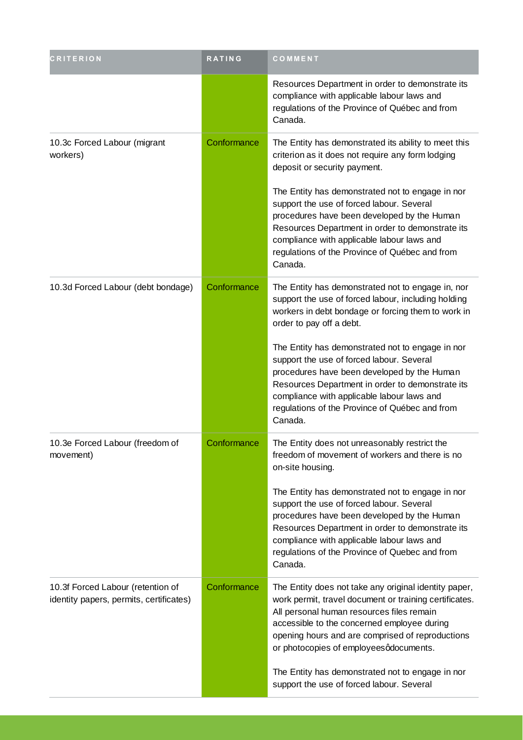| CRITERION | RATING | COMMENT |
| --- | --- | --- |
| | | Resources Department in order to demonstrate its compliance with applicable labour laws and regulations of the Province of Québec and from Canada. |
| 10.3c Forced Labour (migrant workers) | Conformance | The Entity has demonstrated its ability to meet this criterion as it does not require any form lodging deposit or security payment.<br><br>The Entity has demonstrated not to engage in nor support the use of forced labour. Several procedures have been developed by the Human Resources Department in order to demonstrate its compliance with applicable labour laws and regulations of the Province of Québec and from Canada. |
| 10.3d Forced Labour (debt bondage) | Conformance | The Entity has demonstrated not to engage in, nor support the use of forced labour, including holding workers in debt bondage or forcing them to work in order to pay off a debt.<br><br>The Entity has demonstrated not to engage in nor support the use of forced labour. Several procedures have been developed by the Human Resources Department in order to demonstrate its compliance with applicable labour laws and regulations of the Province of Québec and from Canada. |
| 10.3e Forced Labour (freedom of movement) | Conformance | The Entity does not unreasonably restrict the freedom of movement of workers and there is no on-site housing.<br><br>The Entity has demonstrated not to engage in nor support the use of forced labour. Several procedures have been developed by the Human Resources Department in order to demonstrate its compliance with applicable labour laws and regulations of the Province of Quebec and from Canada. |
| 10.3f Forced Labour (retention of identity papers, permits, certificates) | Conformance | The Entity does not take any original identity paper, work permit, travel document or training certificates. All personal human resources files remain accessible to the concerned employee during opening hours and are comprised of reproductions or photocopies of employeesôdocuments.<br><br>The Entity has demonstrated not to engage in nor support the use of forced labour. Several |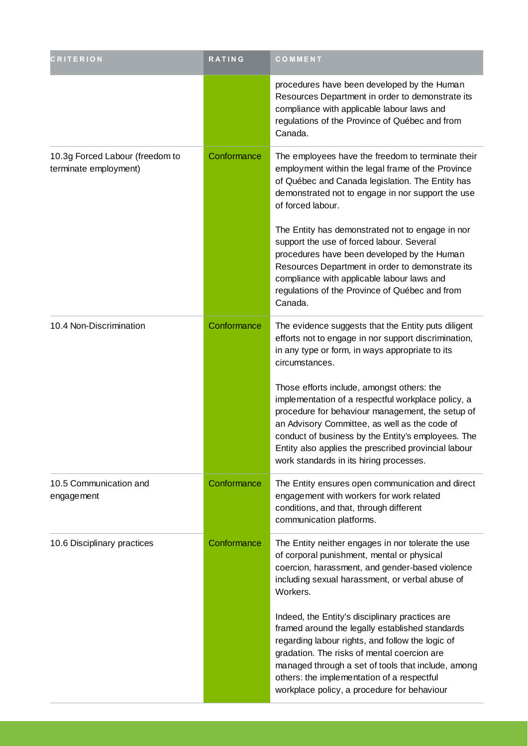| CRITERION | RATING | COMMENT |
| --- | --- | --- |
| | | procedures have been developed by the Human Resources Department in order to demonstrate its compliance with applicable labour laws and regulations of the Province of Québec and from Canada. |
| 10.3g Forced Labour (freedom to terminate employment) | Conformance | The employees have the freedom to terminate their employment within the legal frame of the Province of Québec and Canada legislation. The Entity has demonstrated not to engage in nor support the use of forced labour.<br><br>The Entity has demonstrated not to engage in nor support the use of forced labour. Several procedures have been developed by the Human Resources Department in order to demonstrate its compliance with applicable labour laws and regulations of the Province of Québec and from Canada. |
| 10.4 Non-Discrimination | Conformance | The evidence suggests that the Entity puts diligent efforts not to engage in nor support discrimination, in any type or form, in ways appropriate to its circumstances.<br><br>Those efforts include, amongst others: the implementation of a respectful workplace policy, a procedure for behaviour management, the setup of an Advisory Committee, as well as the code of conduct of business by the Entity's employees. The Entity also applies the prescribed provincial labour work standards in its hiring processes. |
| 10.5 Communication and engagement | Conformance | The Entity ensures open communication and direct engagement with workers for work related conditions, and that, through different communication platforms. |
| 10.6 Disciplinary practices | Conformance | The Entity neither engages in nor tolerate the use of corporal punishment, mental or physical coercion, harassment, and gender-based violence including sexual harassment, or verbal abuse of Workers.<br><br>Indeed, the Entity's disciplinary practices are framed around the legally established standards regarding labour rights, and follow the logic of gradation. The risks of mental coercion are managed through a set of tools that include, among others: the implementation of a respectful workplace policy, a procedure for behaviour |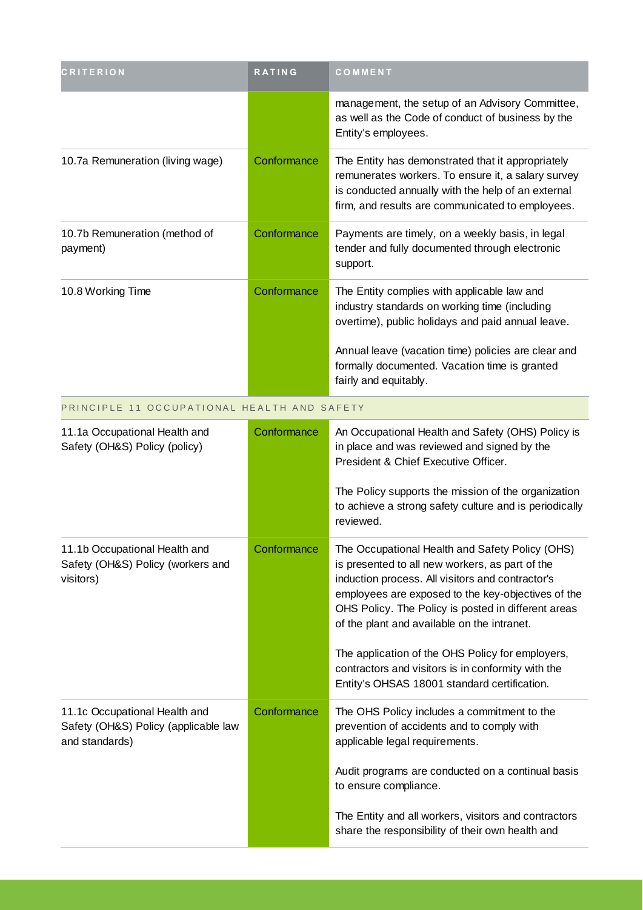| CRITERION | RATING | COMMENT |
|---|---|---|
| | | management, the setup of an Advisory Committee, as well as the Code of conduct of business by the Entity's employees. |
| 10.7a Remuneration (living wage) | Conformance | The Entity has demonstrated that it appropriately remunerates workers. To ensure it, a salary survey is conducted annually with the help of an external firm, and results are communicated to employees. |
| 10.7b Remuneration (method of payment) | Conformance | Payments are timely, on a weekly basis, in legal tender and fully documented through electronic support. |
| 10.8 Working Time | Conformance | The Entity complies with applicable law and industry standards on working time (including overtime), public holidays and paid annual leave.<br><br>Annual leave (vacation time) policies are clear and formally documented. Vacation time is granted fairly and equitably. |
| PRINCIPLE 11 OCCUPATIONAL HEALTH AND SAFETY | | |
| 11.1a Occupational Health and Safety (OH&S) Policy (policy) | Conformance | An Occupational Health and Safety (OHS) Policy is in place and was reviewed and signed by the President & Chief Executive Officer.<br><br>The Policy supports the mission of the organization to achieve a strong safety culture and is periodically reviewed. |
| 11.1b Occupational Health and Safety (OH&S) Policy (workers and visitors) | Conformance | The Occupational Health and Safety Policy (OHS) is presented to all new workers, as part of the induction process. All visitors and contractor's employees are exposed to the key-objectives of the OHS Policy. The Policy is posted in different areas of the plant and available on the intranet.<br><br>The application of the OHS Policy for employers, contractors and visitors is in conformity with the Entity's OHSAS 18001 standard certification. |
| 11.1c Occupational Health and Safety (OH&S) Policy (applicable law and standards) | Conformance | The OHS Policy includes a commitment to the prevention of accidents and to comply with applicable legal requirements.<br><br>Audit programs are conducted on a continual basis to ensure compliance.<br><br>The Entity and all workers, visitors and contractors share the responsibility of their own health and |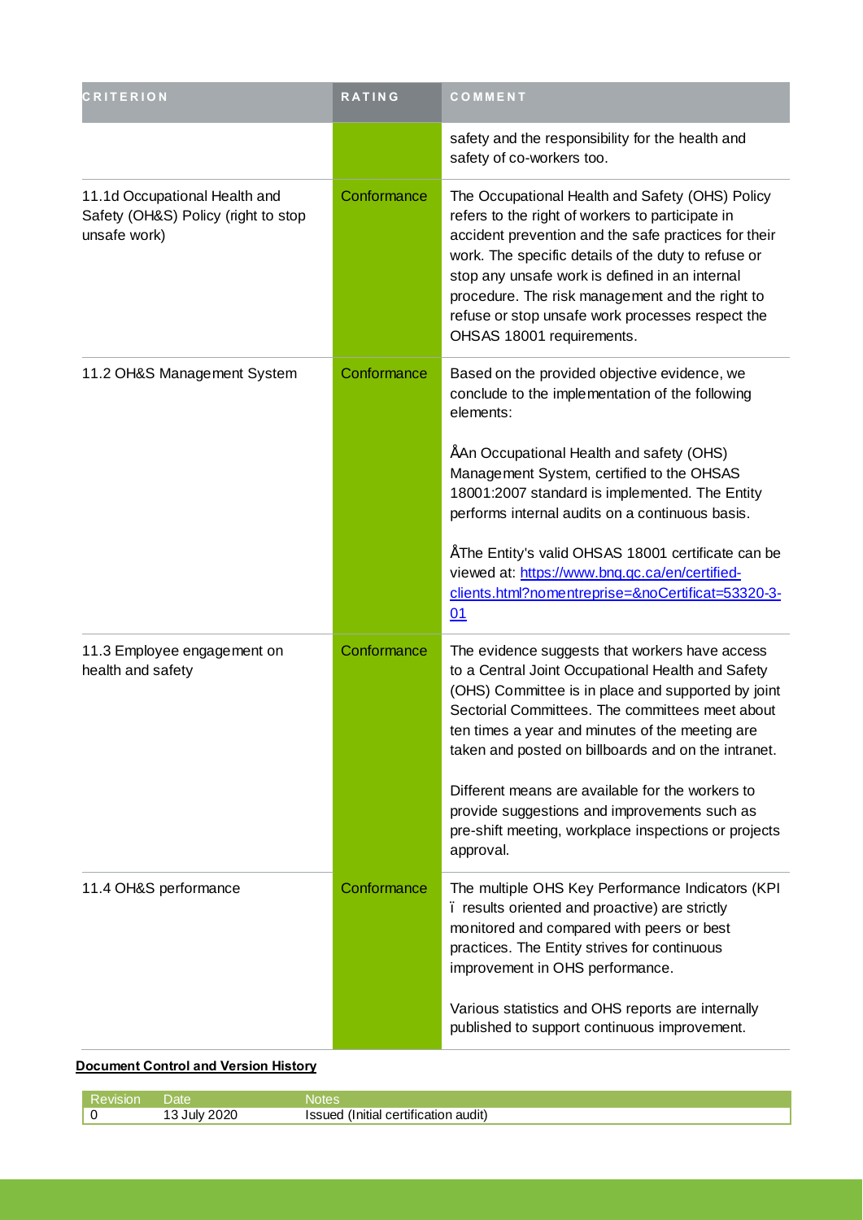| CRITERION | RATING | COMMENT |
|---|---|---|
| | | safety and the responsibility for the health and safety of co-workers too. |
| 11.1d Occupational Health and Safety (OH&S) Policy (right to stop unsafe work) | Conformance | The Occupational Health and Safety (OHS) Policy refers to the right of workers to participate in accident prevention and the safe practices for their work. The specific details of the duty to refuse or stop any unsafe work is defined in an internal procedure. The risk management and the right to refuse or stop unsafe work processes respect the OHSAS 18001 requirements. |
| 11.2 OH&S Management System | Conformance | Based on the provided objective evidence, we conclude to the implementation of the following elements:<br><br>ÅAn Occupational Health and safety (OHS) Management System, certified to the OHSAS 18001:2007 standard is implemented. The Entity performs internal audits on a continuous basis.<br><br>ÅThe Entity's valid OHSAS 18001 certificate can be viewed at: https://www.bnq.qc.ca/en/certified-clients.html?nomentreprise=&noCertificat=53320-3-01 |
| 11.3 Employee engagement on health and safety | Conformance | The evidence suggests that workers have access to a Central Joint Occupational Health and Safety (OHS) Committee is in place and supported by joint Sectorial Committees. The committees meet about ten times a year and minutes of the meeting are taken and posted on billboards and on the intranet.<br><br>Different means are available for the workers to provide suggestions and improvements such as pre-shift meeting, workplace inspections or projects approval. |
| 11.4 OH&S performance | Conformance | The multiple OHS Key Performance Indicators (KPI ï results oriented and proactive) are strictly monitored and compared with peers or best practices. The Entity strives for continuous improvement in OHS performance.<br><br>Various statistics and OHS reports are internally published to support continuous improvement. |

**Document Control and Version History**

| Revision | Date | Notes |
|---|---|---|
| 0 | 13 July 2020 | Issued (Initial certification audit) |